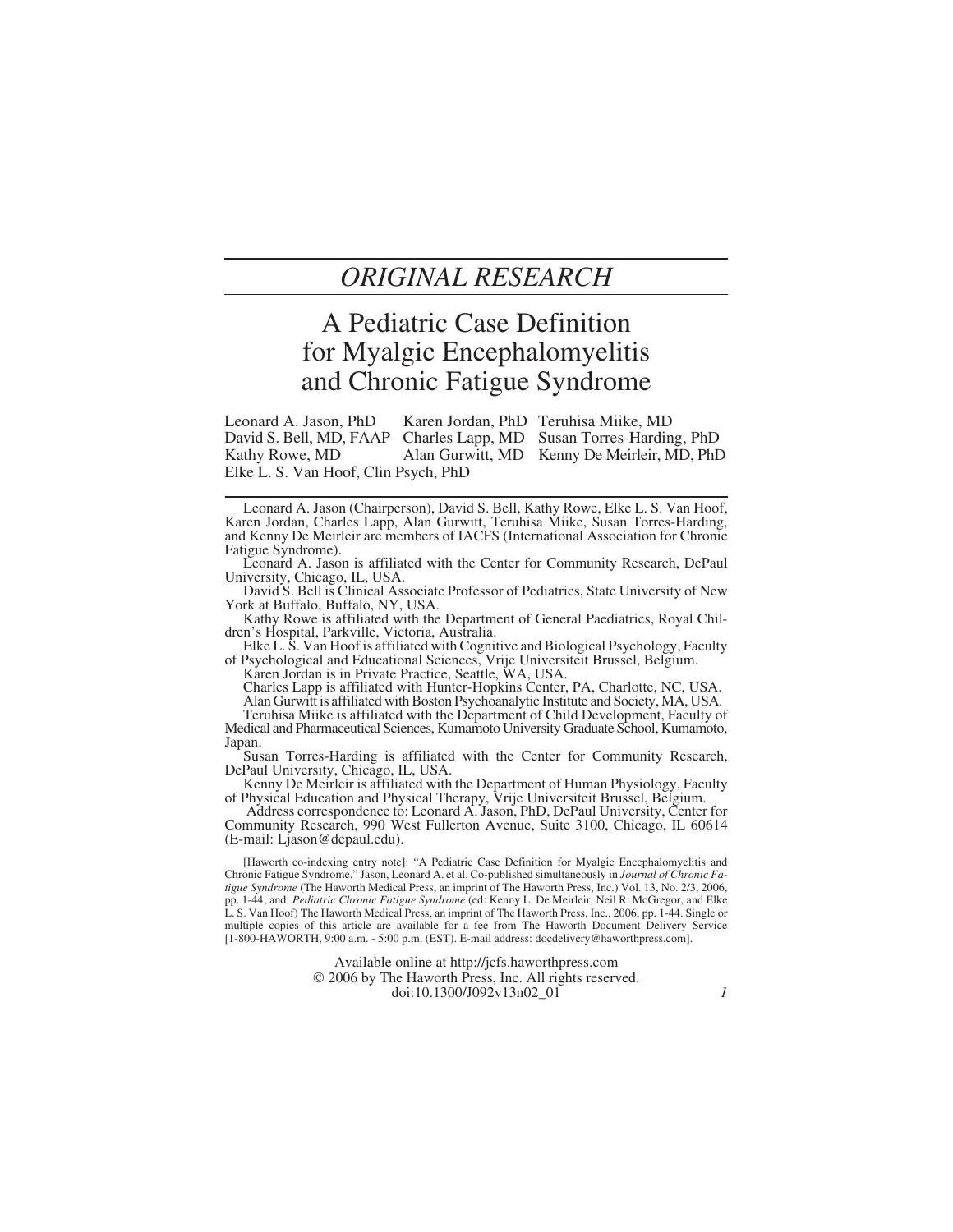## *ORIGINAL RESEARCH*

# A Pediatric Case Definition for Myalgic Encephalomyelitis and Chronic Fatigue Syndrome

Leonard A. Jason, PhD
David S. Bell, MD, FAAP
Kathy Rowe, MD
Elke L. S. Van Hoof, Clin Psych, PhD
Karen Jordan, PhD
Charles Lapp, MD
Alan Gurwitt, MD
Teruhisa Miike, MD
Susan Torres-Harding, PhD
Kenny De Meirleir, MD, PhD

---

Leonard A. Jason (Chairperson), David S. Bell, Kathy Rowe, Elke L. S. Van Hoof, Karen Jordan, Charles Lapp, Alan Gurwitt, Teruhisa Miike, Susan Torres-Harding, and Kenny De Meirleir are members of IACFS (International Association for Chronic Fatigue Syndrome).

Leonard A. Jason is affiliated with the Center for Community Research, DePaul University, Chicago, IL, USA.

David S. Bell is Clinical Associate Professor of Pediatrics, State University of New York at Buffalo, Buffalo, NY, USA.

Kathy Rowe is affiliated with the Department of General Paediatrics, Royal Children's Hospital, Parkville, Victoria, Australia.

Elke L. S. Van Hoof is affiliated with Cognitive and Biological Psychology, Faculty of Psychological and Educational Sciences, Vrije Universiteit Brussel, Belgium.

Karen Jordan is in Private Practice, Seattle, WA, USA.

Charles Lapp is affiliated with Hunter-Hopkins Center, PA, Charlotte, NC, USA.

Alan Gurwitt is affiliated with Boston Psychoanalytic Institute and Society, MA, USA.

Teruhisa Miike is affiliated with the Department of Child Development, Faculty of Medical and Pharmaceutical Sciences, Kumamoto University Graduate School, Kumamoto, Japan.

Susan Torres-Harding is affiliated with the Center for Community Research, DePaul University, Chicago, IL, USA.

Kenny De Meirleir is affiliated with the Department of Human Physiology, Faculty of Physical Education and Physical Therapy, Vrije Universiteit Brussel, Belgium.

Address correspondence to: Leonard A. Jason, PhD, DePaul University, Center for Community Research, 990 West Fullerton Avenue, Suite 3100, Chicago, IL 60614 (E-mail: Ljason@depaul.edu).

[Haworth co-indexing entry note]: "A Pediatric Case Definition for Myalgic Encephalomyelitis and Chronic Fatigue Syndrome." Jason, Leonard A. et al. Co-published simultaneously in *Journal of Chronic Fatigue Syndrome* (The Haworth Medical Press, an imprint of The Haworth Press, Inc.) Vol. 13, No. 2/3, 2006, pp. 1-44; and: *Pediatric Chronic Fatigue Syndrome* (ed: Kenny L. De Meirleir, Neil R. McGregor, and Elke L. S. Van Hoof) The Haworth Medical Press, an imprint of The Haworth Press, Inc., 2006, pp. 1-44. Single or multiple copies of this article are available for a fee from The Haworth Document Delivery Service [1-800-HAWORTH, 9:00 a.m. - 5:00 p.m. (EST). E-mail address: docdelivery@haworthpress.com].

Available online at http://jcfs.haworthpress.com
© 2006 by The Haworth Press, Inc. All rights reserved.
doi:10.1300/J092v13n02_01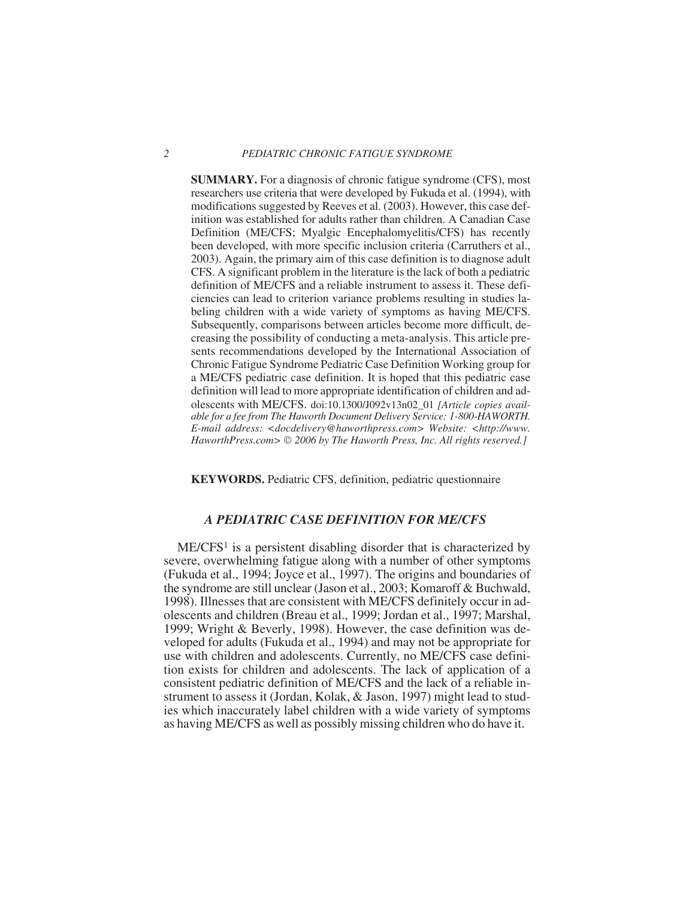**SUMMARY.** For a diagnosis of chronic fatigue syndrome (CFS), most researchers use criteria that were developed by Fukuda et al. (1994), with modifications suggested by Reeves et al. (2003). However, this case definition was established for adults rather than children. A Canadian Case Definition (ME/CFS; Myalgic Encephalomyelitis/CFS) has recently been developed, with more specific inclusion criteria (Carruthers et al., 2003). Again, the primary aim of this case definition is to diagnose adult CFS. A significant problem in the literature is the lack of both a pediatric definition of ME/CFS and a reliable instrument to assess it. These deficiencies can lead to criterion variance problems resulting in studies labeling children with a wide variety of symptoms as having ME/CFS. Subsequently, comparisons between articles become more difficult, decreasing the possibility of conducting a meta-analysis. This article presents recommendations developed by the International Association of Chronic Fatigue Syndrome Pediatric Case Definition Working group for a ME/CFS pediatric case definition. It is hoped that this pediatric case definition will lead to more appropriate identification of children and adolescents with ME/CFS. doi:10.1300/J092v13n02_01 *[Article copies available for a fee from The Haworth Document Delivery Service: 1-800-HAWORTH. E-mail address: <docdelivery@haworthpress.com> Website: <http://www.HaworthPress.com> © 2006 by The Haworth Press, Inc. All rights reserved.]*

**KEYWORDS.** Pediatric CFS, definition, pediatric questionnaire

## *A PEDIATRIC CASE DEFINITION FOR ME/CFS*

ME/CFS[1] is a persistent disabling disorder that is characterized by severe, overwhelming fatigue along with a number of other symptoms (Fukuda et al., 1994; Joyce et al., 1997). The origins and boundaries of the syndrome are still unclear (Jason et al., 2003; Komaroff & Buchwald, 1998). Illnesses that are consistent with ME/CFS definitely occur in adolescents and children (Breau et al., 1999; Jordan et al., 1997; Marshal, 1999; Wright & Beverly, 1998). However, the case definition was developed for adults (Fukuda et al., 1994) and may not be appropriate for use with children and adolescents. Currently, no ME/CFS case definition exists for children and adolescents. The lack of application of a consistent pediatric definition of ME/CFS and the lack of a reliable instrument to assess it (Jordan, Kolak, & Jason, 1997) might lead to studies which inaccurately label children with a wide variety of symptoms as having ME/CFS as well as possibly missing children who do have it.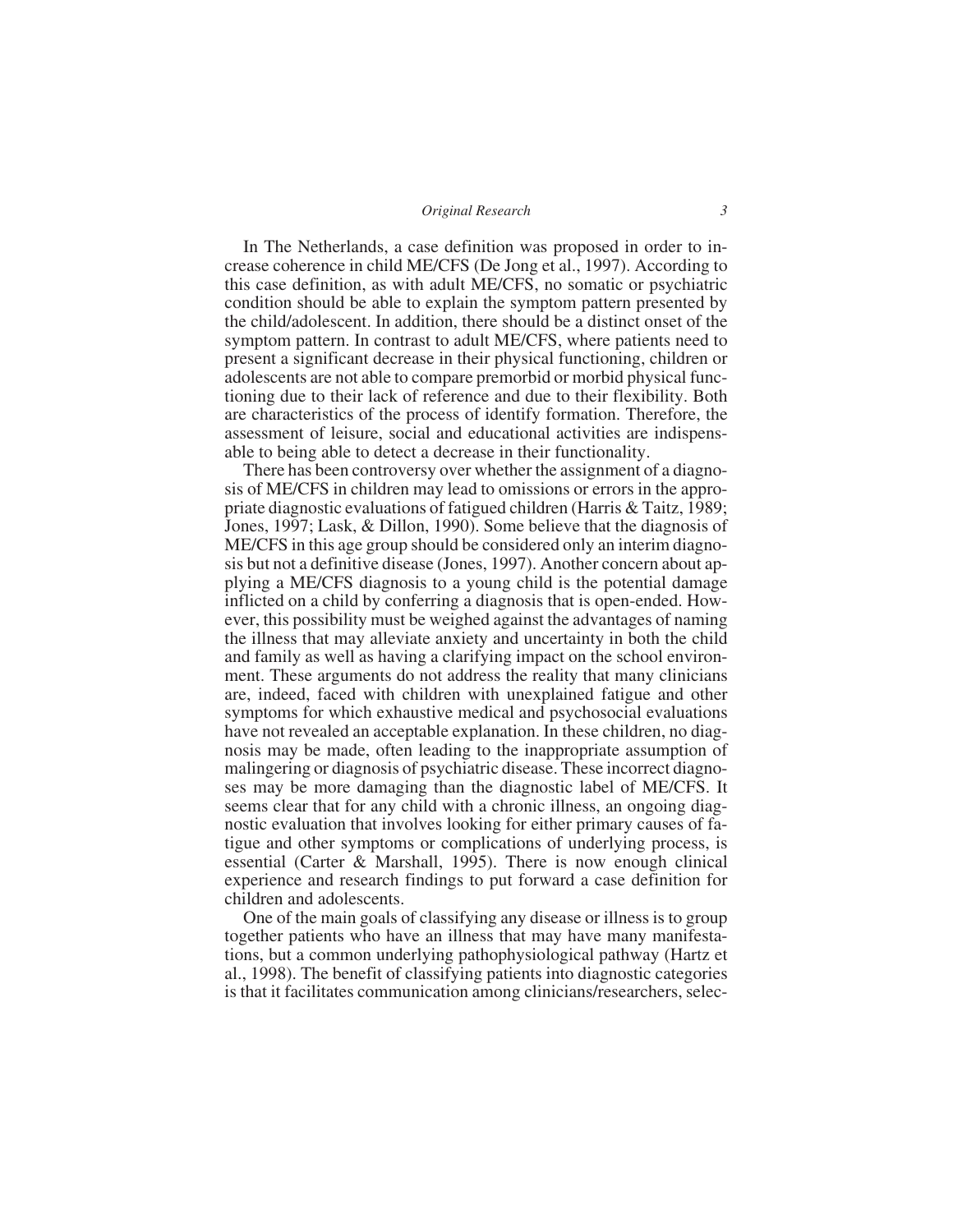In The Netherlands, a case definition was proposed in order to increase coherence in child ME/CFS (De Jong et al., 1997). According to this case definition, as with adult ME/CFS, no somatic or psychiatric condition should be able to explain the symptom pattern presented by the child/adolescent. In addition, there should be a distinct onset of the symptom pattern. In contrast to adult ME/CFS, where patients need to present a significant decrease in their physical functioning, children or adolescents are not able to compare premorbid or morbid physical functioning due to their lack of reference and due to their flexibility. Both are characteristics of the process of identify formation. Therefore, the assessment of leisure, social and educational activities are indispensable to being able to detect a decrease in their functionality.

There has been controversy over whether the assignment of a diagnosis of ME/CFS in children may lead to omissions or errors in the appropriate diagnostic evaluations of fatigued children (Harris & Taitz, 1989; Jones, 1997; Lask, & Dillon, 1990). Some believe that the diagnosis of ME/CFS in this age group should be considered only an interim diagnosis but not a definitive disease (Jones, 1997). Another concern about applying a ME/CFS diagnosis to a young child is the potential damage inflicted on a child by conferring a diagnosis that is open-ended. However, this possibility must be weighed against the advantages of naming the illness that may alleviate anxiety and uncertainty in both the child and family as well as having a clarifying impact on the school environment. These arguments do not address the reality that many clinicians are, indeed, faced with children with unexplained fatigue and other symptoms for which exhaustive medical and psychosocial evaluations have not revealed an acceptable explanation. In these children, no diagnosis may be made, often leading to the inappropriate assumption of malingering or diagnosis of psychiatric disease. These incorrect diagnoses may be more damaging than the diagnostic label of ME/CFS. It seems clear that for any child with a chronic illness, an ongoing diagnostic evaluation that involves looking for either primary causes of fatigue and other symptoms or complications of underlying process, is essential (Carter & Marshall, 1995). There is now enough clinical experience and research findings to put forward a case definition for children and adolescents.

One of the main goals of classifying any disease or illness is to group together patients who have an illness that may have many manifestations, but a common underlying pathophysiological pathway (Hartz et al., 1998). The benefit of classifying patients into diagnostic categories is that it facilitates communication among clinicians/researchers, selec-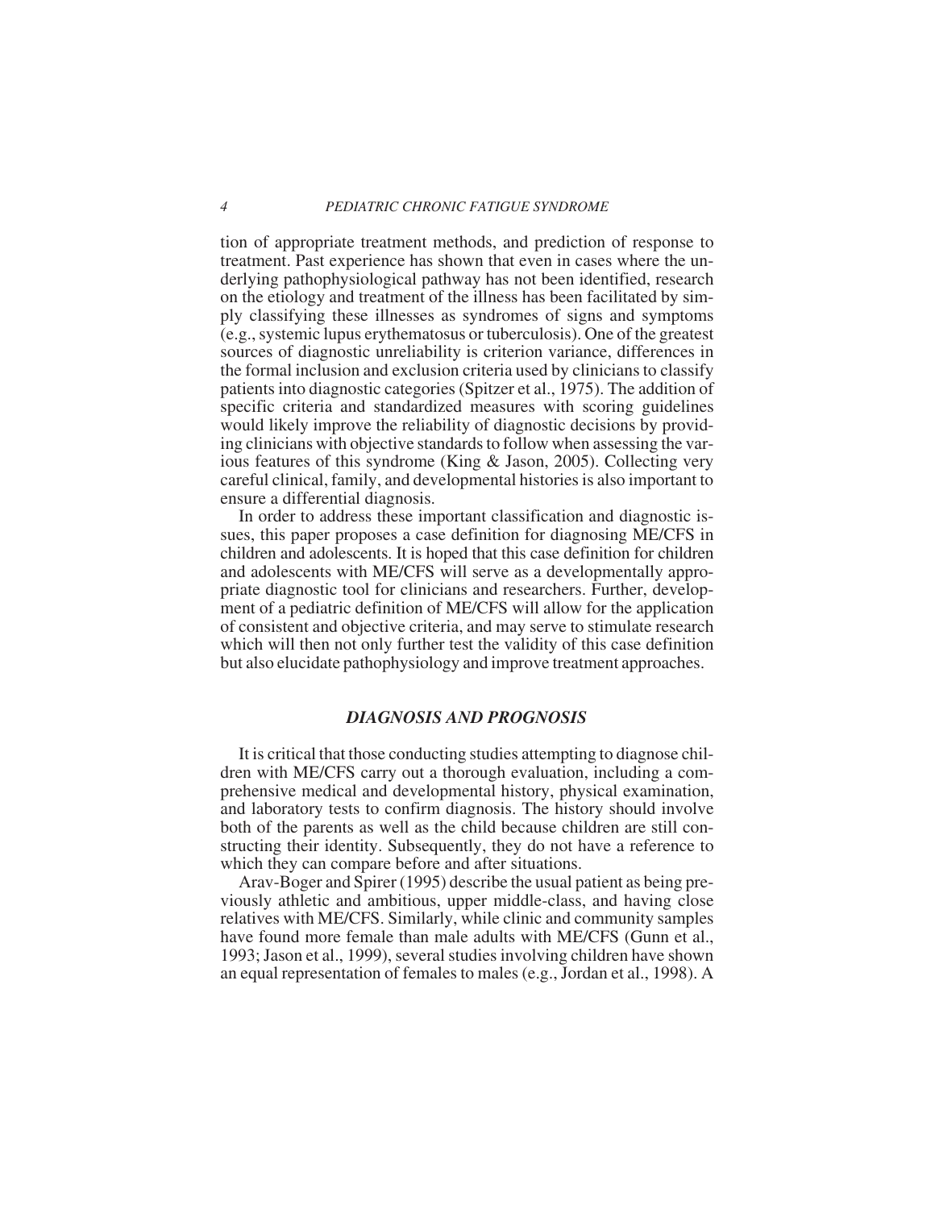tion of appropriate treatment methods, and prediction of response to treatment. Past experience has shown that even in cases where the underlying pathophysiological pathway has not been identified, research on the etiology and treatment of the illness has been facilitated by simply classifying these illnesses as syndromes of signs and symptoms (e.g., systemic lupus erythematosus or tuberculosis). One of the greatest sources of diagnostic unreliability is criterion variance, differences in the formal inclusion and exclusion criteria used by clinicians to classify patients into diagnostic categories (Spitzer et al., 1975). The addition of specific criteria and standardized measures with scoring guidelines would likely improve the reliability of diagnostic decisions by providing clinicians with objective standards to follow when assessing the various features of this syndrome (King & Jason, 2005). Collecting very careful clinical, family, and developmental histories is also important to ensure a differential diagnosis.

In order to address these important classification and diagnostic issues, this paper proposes a case definition for diagnosing ME/CFS in children and adolescents. It is hoped that this case definition for children and adolescents with ME/CFS will serve as a developmentally appropriate diagnostic tool for clinicians and researchers. Further, development of a pediatric definition of ME/CFS will allow for the application of consistent and objective criteria, and may serve to stimulate research which will then not only further test the validity of this case definition but also elucidate pathophysiology and improve treatment approaches.

## *DIAGNOSIS AND PROGNOSIS*

It is critical that those conducting studies attempting to diagnose children with ME/CFS carry out a thorough evaluation, including a comprehensive medical and developmental history, physical examination, and laboratory tests to confirm diagnosis. The history should involve both of the parents as well as the child because children are still constructing their identity. Subsequently, they do not have a reference to which they can compare before and after situations.

Arav-Boger and Spirer (1995) describe the usual patient as being previously athletic and ambitious, upper middle-class, and having close relatives with ME/CFS. Similarly, while clinic and community samples have found more female than male adults with ME/CFS (Gunn et al., 1993; Jason et al., 1999), several studies involving children have shown an equal representation of females to males (e.g., Jordan et al., 1998). A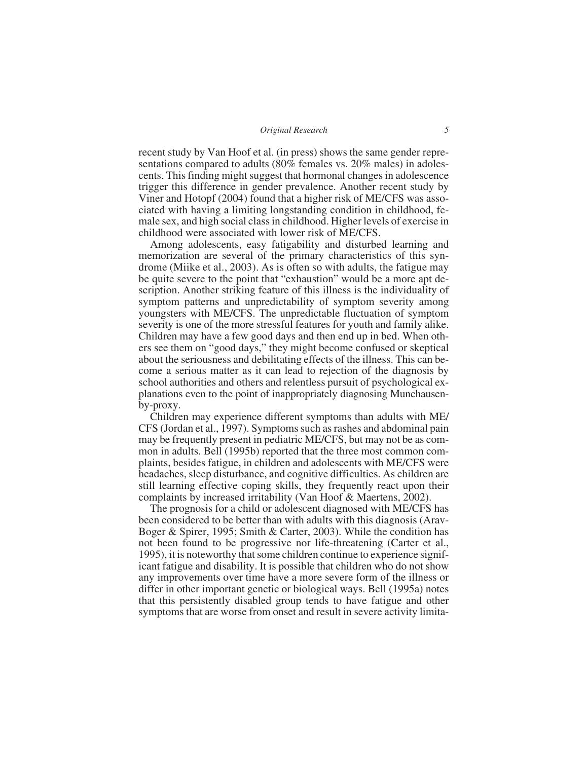recent study by Van Hoof et al. (in press) shows the same gender representations compared to adults (80% females vs. 20% males) in adolescents. This finding might suggest that hormonal changes in adolescence trigger this difference in gender prevalence. Another recent study by Viner and Hotopf (2004) found that a higher risk of ME/CFS was associated with having a limiting longstanding condition in childhood, female sex, and high social class in childhood. Higher levels of exercise in childhood were associated with lower risk of ME/CFS.

Among adolescents, easy fatigability and disturbed learning and memorization are several of the primary characteristics of this syndrome (Miike et al., 2003). As is often so with adults, the fatigue may be quite severe to the point that "exhaustion" would be a more apt description. Another striking feature of this illness is the individuality of symptom patterns and unpredictability of symptom severity among youngsters with ME/CFS. The unpredictable fluctuation of symptom severity is one of the more stressful features for youth and family alike. Children may have a few good days and then end up in bed. When others see them on "good days," they might become confused or skeptical about the seriousness and debilitating effects of the illness. This can become a serious matter as it can lead to rejection of the diagnosis by school authorities and others and relentless pursuit of psychological explanations even to the point of inappropriately diagnosing Munchausen-by-proxy.

Children may experience different symptoms than adults with ME/CFS (Jordan et al., 1997). Symptoms such as rashes and abdominal pain may be frequently present in pediatric ME/CFS, but may not be as common in adults. Bell (1995b) reported that the three most common complaints, besides fatigue, in children and adolescents with ME/CFS were headaches, sleep disturbance, and cognitive difficulties. As children are still learning effective coping skills, they frequently react upon their complaints by increased irritability (Van Hoof & Maertens, 2002).

The prognosis for a child or adolescent diagnosed with ME/CFS has been considered to be better than with adults with this diagnosis (Arav-Boger & Spirer, 1995; Smith & Carter, 2003). While the condition has not been found to be progressive nor life-threatening (Carter et al., 1995), it is noteworthy that some children continue to experience significant fatigue and disability. It is possible that children who do not show any improvements over time have a more severe form of the illness or differ in other important genetic or biological ways. Bell (1995a) notes that this persistently disabled group tends to have fatigue and other symptoms that are worse from onset and result in severe activity limita-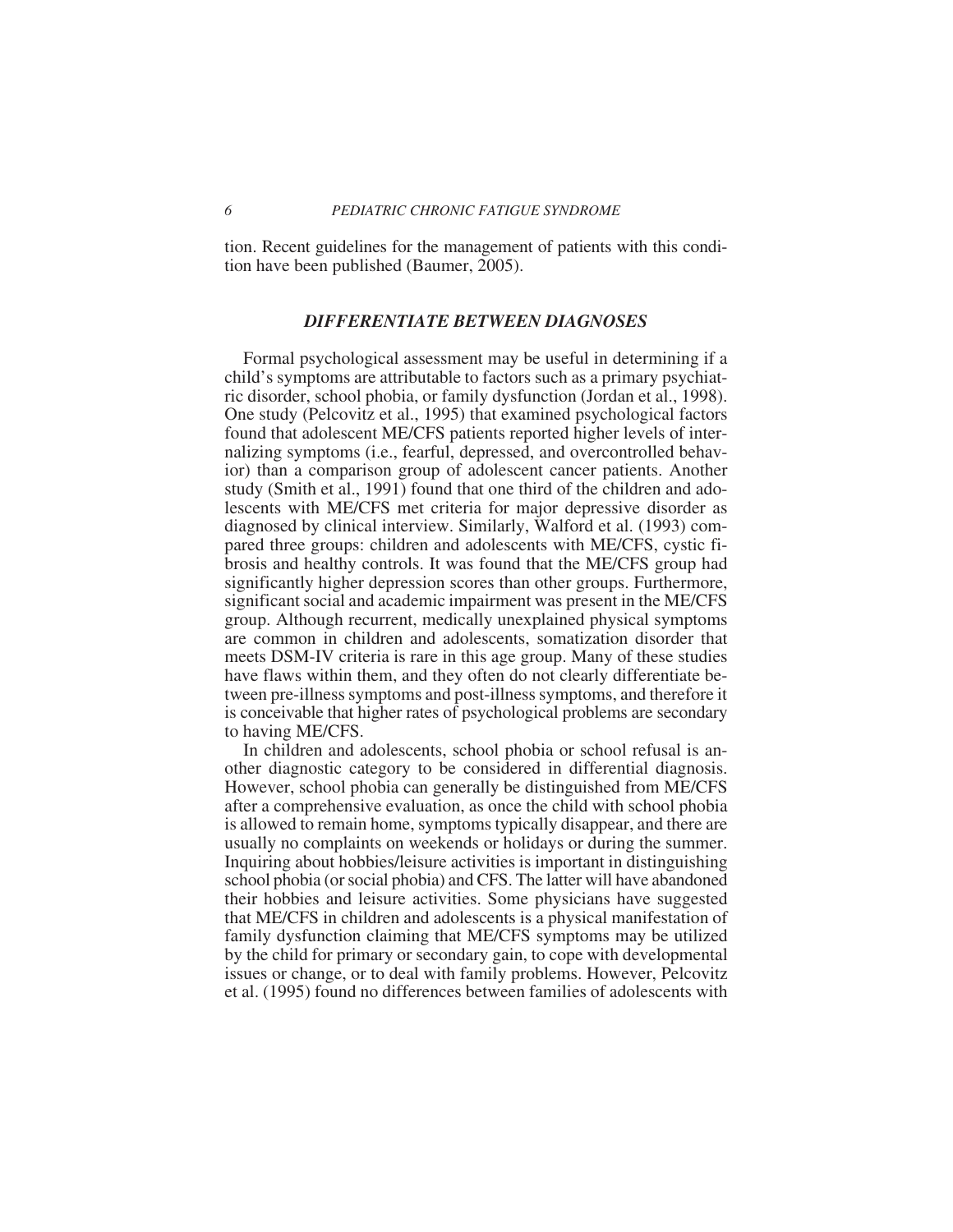tion. Recent guidelines for the management of patients with this condition have been published (Baumer, 2005).

## *DIFFERENTIATE BETWEEN DIAGNOSES*

Formal psychological assessment may be useful in determining if a child's symptoms are attributable to factors such as a primary psychiatric disorder, school phobia, or family dysfunction (Jordan et al., 1998). One study (Pelcovitz et al., 1995) that examined psychological factors found that adolescent ME/CFS patients reported higher levels of internalizing symptoms (i.e., fearful, depressed, and overcontrolled behavior) than a comparison group of adolescent cancer patients. Another study (Smith et al., 1991) found that one third of the children and adolescents with ME/CFS met criteria for major depressive disorder as diagnosed by clinical interview. Similarly, Walford et al. (1993) compared three groups: children and adolescents with ME/CFS, cystic fibrosis and healthy controls. It was found that the ME/CFS group had significantly higher depression scores than other groups. Furthermore, significant social and academic impairment was present in the ME/CFS group. Although recurrent, medically unexplained physical symptoms are common in children and adolescents, somatization disorder that meets DSM-IV criteria is rare in this age group. Many of these studies have flaws within them, and they often do not clearly differentiate between pre-illness symptoms and post-illness symptoms, and therefore it is conceivable that higher rates of psychological problems are secondary to having ME/CFS.

In children and adolescents, school phobia or school refusal is another diagnostic category to be considered in differential diagnosis. However, school phobia can generally be distinguished from ME/CFS after a comprehensive evaluation, as once the child with school phobia is allowed to remain home, symptoms typically disappear, and there are usually no complaints on weekends or holidays or during the summer. Inquiring about hobbies/leisure activities is important in distinguishing school phobia (or social phobia) and CFS. The latter will have abandoned their hobbies and leisure activities. Some physicians have suggested that ME/CFS in children and adolescents is a physical manifestation of family dysfunction claiming that ME/CFS symptoms may be utilized by the child for primary or secondary gain, to cope with developmental issues or change, or to deal with family problems. However, Pelcovitz et al. (1995) found no differences between families of adolescents with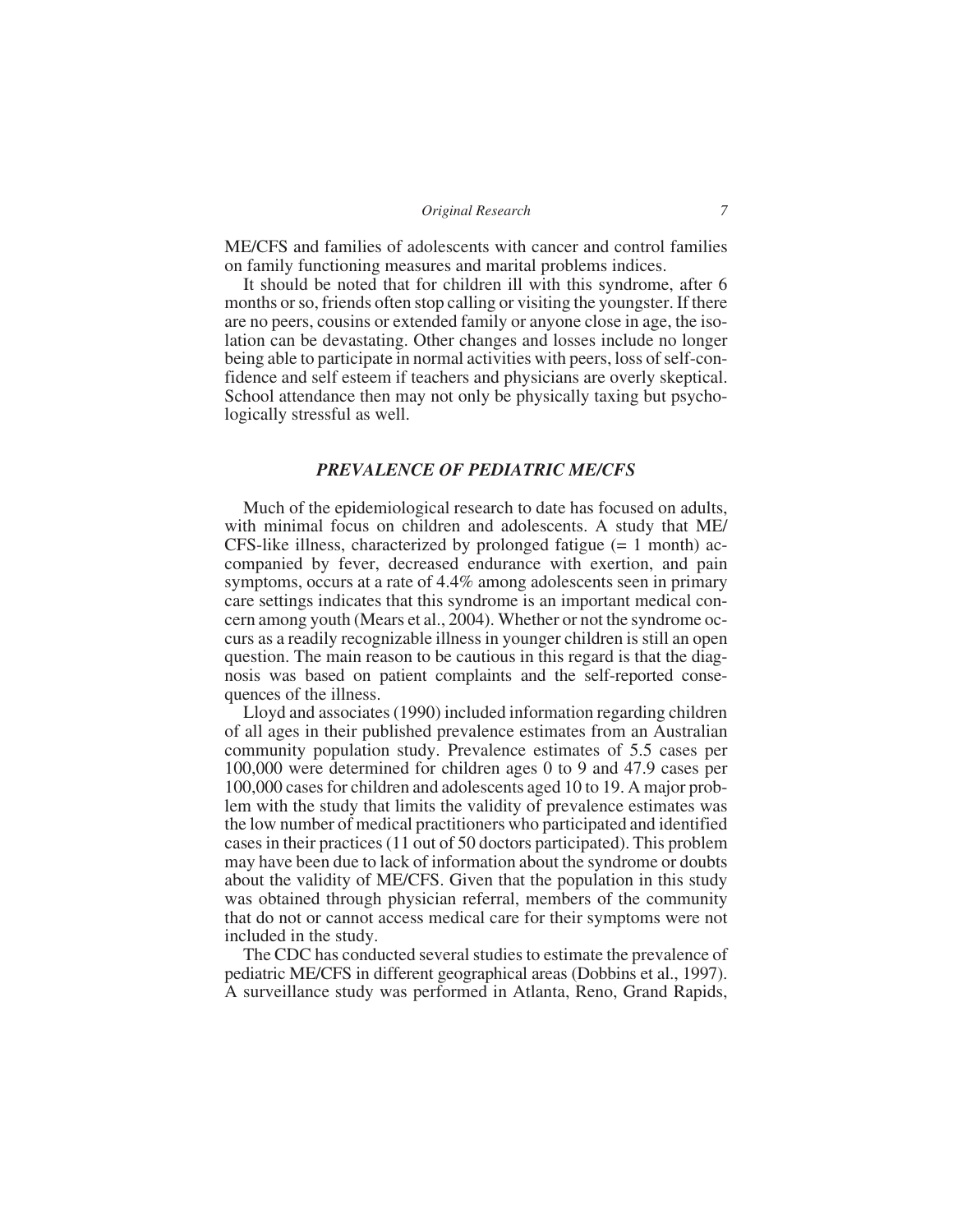ME/CFS and families of adolescents with cancer and control families on family functioning measures and marital problems indices.

It should be noted that for children ill with this syndrome, after 6 months or so, friends often stop calling or visiting the youngster. If there are no peers, cousins or extended family or anyone close in age, the isolation can be devastating. Other changes and losses include no longer being able to participate in normal activities with peers, loss of self-confidence and self esteem if teachers and physicians are overly skeptical. School attendance then may not only be physically taxing but psychologically stressful as well.

## *PREVALENCE OF PEDIATRIC ME/CFS*

Much of the epidemiological research to date has focused on adults, with minimal focus on children and adolescents. A study that ME/CFS-like illness, characterized by prolonged fatigue (= 1 month) accompanied by fever, decreased endurance with exertion, and pain symptoms, occurs at a rate of 4.4% among adolescents seen in primary care settings indicates that this syndrome is an important medical concern among youth (Mears et al., 2004). Whether or not the syndrome occurs as a readily recognizable illness in younger children is still an open question. The main reason to be cautious in this regard is that the diagnosis was based on patient complaints and the self-reported consequences of the illness.

Lloyd and associates (1990) included information regarding children of all ages in their published prevalence estimates from an Australian community population study. Prevalence estimates of 5.5 cases per 100,000 were determined for children ages 0 to 9 and 47.9 cases per 100,000 cases for children and adolescents aged 10 to 19. A major problem with the study that limits the validity of prevalence estimates was the low number of medical practitioners who participated and identified cases in their practices (11 out of 50 doctors participated). This problem may have been due to lack of information about the syndrome or doubts about the validity of ME/CFS. Given that the population in this study was obtained through physician referral, members of the community that do not or cannot access medical care for their symptoms were not included in the study.

The CDC has conducted several studies to estimate the prevalence of pediatric ME/CFS in different geographical areas (Dobbins et al., 1997). A surveillance study was performed in Atlanta, Reno, Grand Rapids,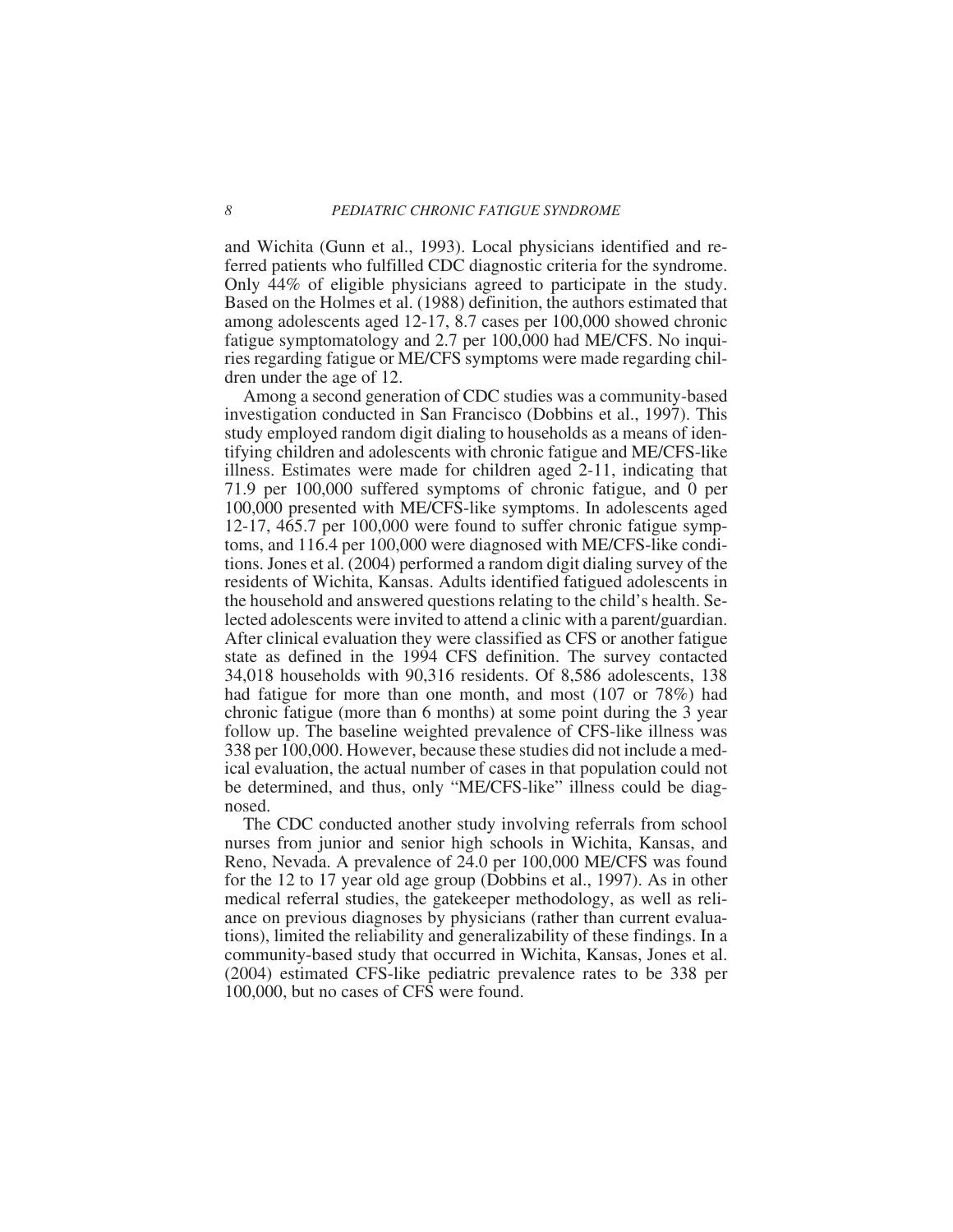and Wichita (Gunn et al., 1993). Local physicians identified and referred patients who fulfilled CDC diagnostic criteria for the syndrome. Only 44% of eligible physicians agreed to participate in the study. Based on the Holmes et al. (1988) definition, the authors estimated that among adolescents aged 12-17, 8.7 cases per 100,000 showed chronic fatigue symptomatology and 2.7 per 100,000 had ME/CFS. No inquiries regarding fatigue or ME/CFS symptoms were made regarding children under the age of 12.

Among a second generation of CDC studies was a community-based investigation conducted in San Francisco (Dobbins et al., 1997). This study employed random digit dialing to households as a means of identifying children and adolescents with chronic fatigue and ME/CFS-like illness. Estimates were made for children aged 2-11, indicating that 71.9 per 100,000 suffered symptoms of chronic fatigue, and 0 per 100,000 presented with ME/CFS-like symptoms. In adolescents aged 12-17, 465.7 per 100,000 were found to suffer chronic fatigue symptoms, and 116.4 per 100,000 were diagnosed with ME/CFS-like conditions. Jones et al. (2004) performed a random digit dialing survey of the residents of Wichita, Kansas. Adults identified fatigued adolescents in the household and answered questions relating to the child's health. Selected adolescents were invited to attend a clinic with a parent/guardian. After clinical evaluation they were classified as CFS or another fatigue state as defined in the 1994 CFS definition. The survey contacted 34,018 households with 90,316 residents. Of 8,586 adolescents, 138 had fatigue for more than one month, and most (107 or 78%) had chronic fatigue (more than 6 months) at some point during the 3 year follow up. The baseline weighted prevalence of CFS-like illness was 338 per 100,000. However, because these studies did not include a medical evaluation, the actual number of cases in that population could not be determined, and thus, only "ME/CFS-like" illness could be diagnosed.

The CDC conducted another study involving referrals from school nurses from junior and senior high schools in Wichita, Kansas, and Reno, Nevada. A prevalence of 24.0 per 100,000 ME/CFS was found for the 12 to 17 year old age group (Dobbins et al., 1997). As in other medical referral studies, the gatekeeper methodology, as well as reliance on previous diagnoses by physicians (rather than current evaluations), limited the reliability and generalizability of these findings. In a community-based study that occurred in Wichita, Kansas, Jones et al. (2004) estimated CFS-like pediatric prevalence rates to be 338 per 100,000, but no cases of CFS were found.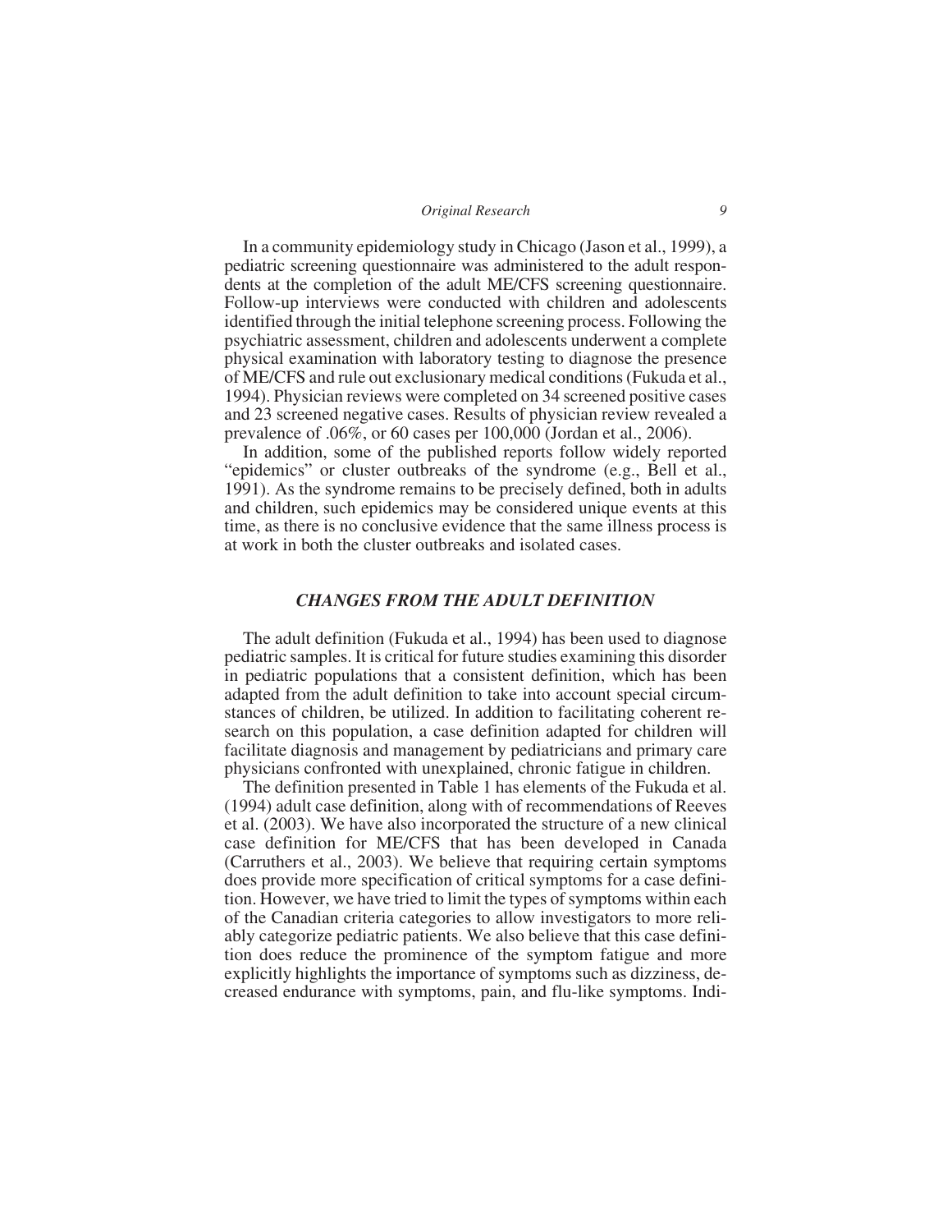In a community epidemiology study in Chicago (Jason et al., 1999), a pediatric screening questionnaire was administered to the adult respondents at the completion of the adult ME/CFS screening questionnaire. Follow-up interviews were conducted with children and adolescents identified through the initial telephone screening process. Following the psychiatric assessment, children and adolescents underwent a complete physical examination with laboratory testing to diagnose the presence of ME/CFS and rule out exclusionary medical conditions (Fukuda et al., 1994). Physician reviews were completed on 34 screened positive cases and 23 screened negative cases. Results of physician review revealed a prevalence of .06%, or 60 cases per 100,000 (Jordan et al., 2006).

In addition, some of the published reports follow widely reported "epidemics" or cluster outbreaks of the syndrome (e.g., Bell et al., 1991). As the syndrome remains to be precisely defined, both in adults and children, such epidemics may be considered unique events at this time, as there is no conclusive evidence that the same illness process is at work in both the cluster outbreaks and isolated cases.

## *CHANGES FROM THE ADULT DEFINITION*

The adult definition (Fukuda et al., 1994) has been used to diagnose pediatric samples. It is critical for future studies examining this disorder in pediatric populations that a consistent definition, which has been adapted from the adult definition to take into account special circumstances of children, be utilized. In addition to facilitating coherent research on this population, a case definition adapted for children will facilitate diagnosis and management by pediatricians and primary care physicians confronted with unexplained, chronic fatigue in children.

The definition presented in Table 1 has elements of the Fukuda et al. (1994) adult case definition, along with recommendations of Reeves et al. (2003). We have also incorporated the structure of a new clinical case definition for ME/CFS that has been developed in Canada (Carruthers et al., 2003). We believe that requiring certain symptoms does provide more specification of critical symptoms for a case definition. However, we have tried to limit the types of symptoms within each of the Canadian criteria categories to allow investigators to more reliably categorize pediatric patients. We also believe that this case definition does reduce the prominence of the symptom fatigue and more explicitly highlights the importance of symptoms such as dizziness, decreased endurance with symptoms, pain, and flu-like symptoms. Indi-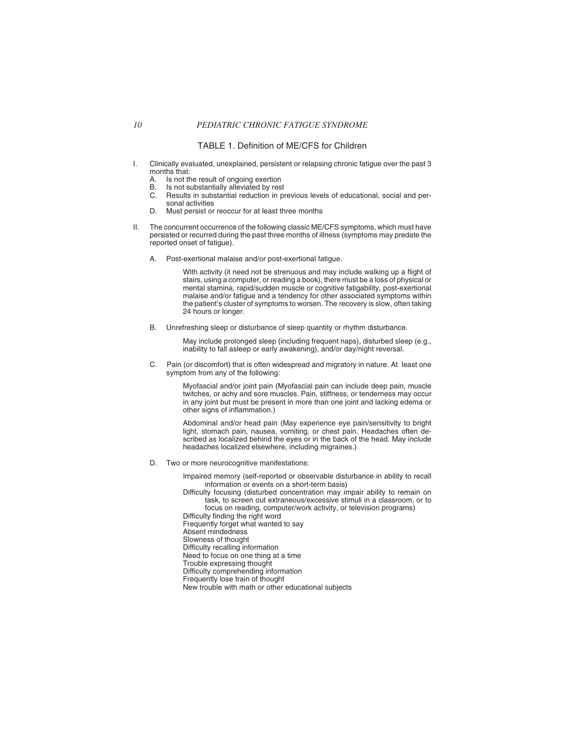## TABLE 1. Definition of ME/CFS for Children

I. Clinically evaluated, unexplained, persistent or relapsing chronic fatigue over the past 3 months that:
   A. Is not the result of ongoing exertion
   B. Is not substantially alleviated by rest
   C. Results in substantial reduction in previous levels of educational, social and personal activities
   D. Must persist or reoccur for at least three months

II. The concurrent occurrence of the following classic ME/CFS symptoms, which must have persisted or recurred during the past three months of illness (symptoms may predate the reported onset of fatigue).

   A. Post-exertional malaise and/or post-exertional fatigue.

      With activity (it need not be strenuous and may include walking up a flight of stairs, using a computer, or reading a book), there must be a loss of physical or mental stamina, rapid/sudden muscle or cognitive fatigability, post-exertional malaise and/or fatigue and a tendency for other associated symptoms within the patient's cluster of symptoms to worsen. The recovery is slow, often taking 24 hours or longer.

   B. Unrefreshing sleep or disturbance of sleep quantity or rhythm disturbance.

      May include prolonged sleep (including frequent naps), disturbed sleep (e.g., inability to fall asleep or early awakening), and/or day/night reversal.

   C. Pain (or discomfort) that is often widespread and migratory in nature. At least one symptom from any of the following:

      Myofascial and/or joint pain (Myofascial pain can include deep pain, muscle twitches, or achy and sore muscles. Pain, stiffness, or tenderness may occur in any joint but must be present in more than one joint and lacking edema or other signs of inflammation.)

      Abdominal and/or head pain (May experience eye pain/sensitivity to bright light, stomach pain, nausea, vomiting, or chest pain. Headaches often described as localized behind the eyes or in the back of the head. May include headaches localized elsewhere, including migraines.)

   D. Two or more neurocognitive manifestations:

      Impaired memory (self-reported or observable disturbance in ability to recall information or events on a short-term basis)
      Difficulty focusing (disturbed concentration may impair ability to remain on task, to screen out extraneous/excessive stimuli in a classroom, or to focus on reading, computer/work activity, or television programs)
      Difficulty finding the right word
      Frequently forget what wanted to say
      Absent mindedness
      Slowness of thought
      Difficulty recalling information
      Need to focus on one thing at a time
      Trouble expressing thought
      Difficulty comprehending information
      Frequently lose train of thought
      New trouble with math or other educational subjects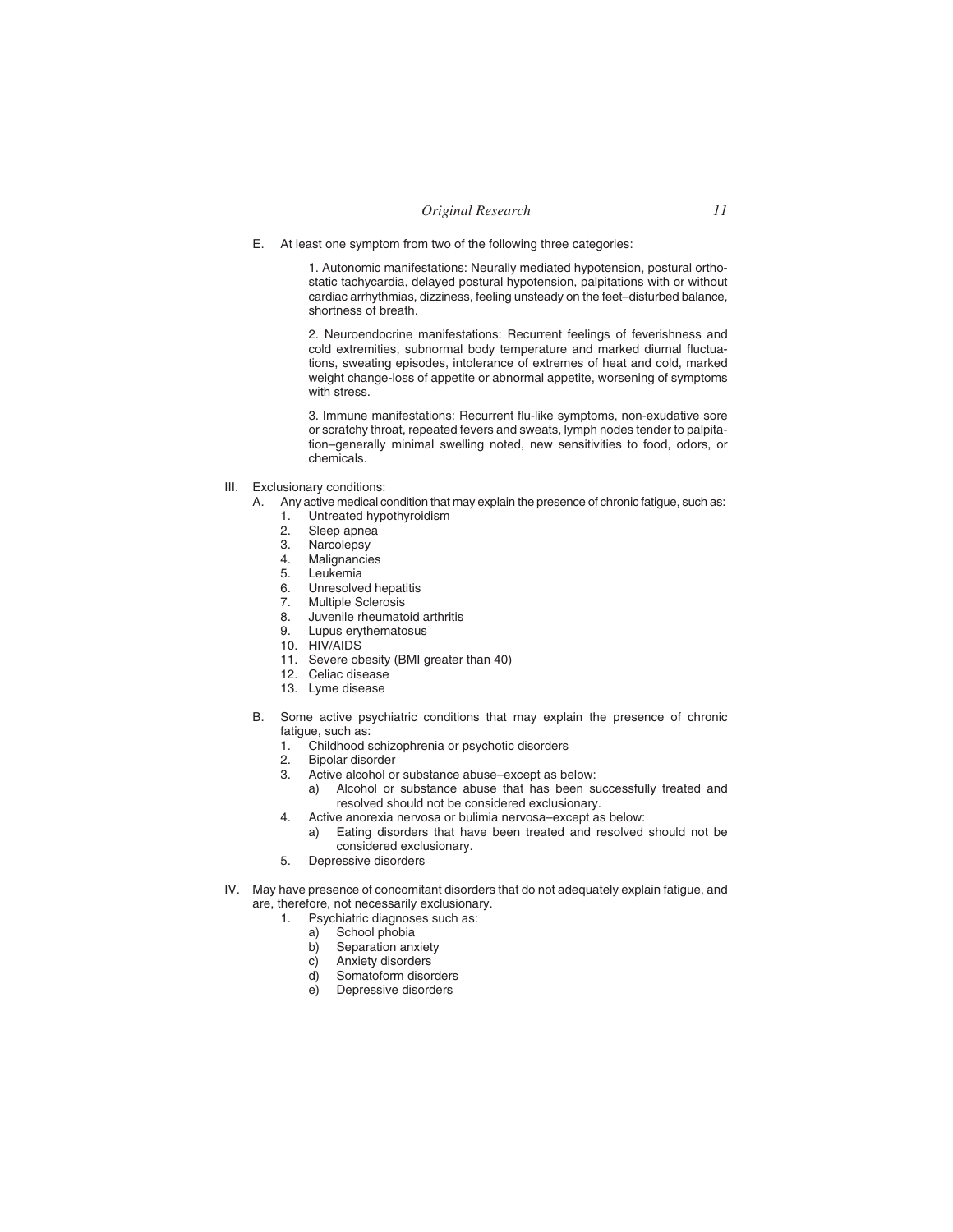E. At least one symptom from two of the following three categories:

   1. Autonomic manifestations: Neurally mediated hypotension, postural orthostatic tachycardia, delayed postural hypotension, palpitations with or without cardiac arrhythmias, dizziness, feeling unsteady on the feet–disturbed balance, shortness of breath.

   2. Neuroendocrine manifestations: Recurrent feelings of feverishness and cold extremities, subnormal body temperature and marked diurnal fluctuations, sweating episodes, intolerance of extremes of heat and cold, marked weight change-loss of appetite or abnormal appetite, worsening of symptoms with stress.

   3. Immune manifestations: Recurrent flu-like symptoms, non-exudative sore or scratchy throat, repeated fevers and sweats, lymph nodes tender to palpitation–generally minimal swelling noted, new sensitivities to food, odors, or chemicals.

III. Exclusionary conditions:

A. Any active medical condition that may explain the presence of chronic fatigue, such as:
   1. Untreated hypothyroidism
   2. Sleep apnea
   3. Narcolepsy
   4. Malignancies
   5. Leukemia
   6. Unresolved hepatitis
   7. Multiple Sclerosis
   8. Juvenile rheumatoid arthritis
   9. Lupus erythematosus
   10. HIV/AIDS
   11. Severe obesity (BMI greater than 40)
   12. Celiac disease
   13. Lyme disease

B. Some active psychiatric conditions that may explain the presence of chronic fatigue, such as:
   1. Childhood schizophrenia or psychotic disorders
   2. Bipolar disorder
   3. Active alcohol or substance abuse–except as below:
      a) Alcohol or substance abuse that has been successfully treated and resolved should not be considered exclusionary.
   4. Active anorexia nervosa or bulimia nervosa–except as below:
      a) Eating disorders that have been treated and resolved should not be considered exclusionary.
   5. Depressive disorders

IV. May have presence of concomitant disorders that do not adequately explain fatigue, and are, therefore, not necessarily exclusionary.
   1. Psychiatric diagnoses such as:
      a) School phobia
      b) Separation anxiety
      c) Anxiety disorders
      d) Somatoform disorders
      e) Depressive disorders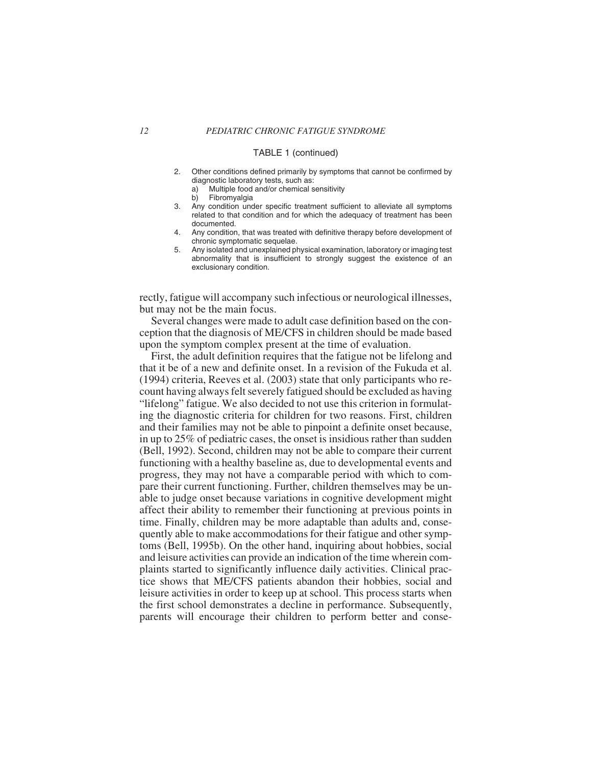TABLE 1 (continued)

2. Other conditions defined primarily by symptoms that cannot be confirmed by diagnostic laboratory tests, such as:
   a) Multiple food and/or chemical sensitivity
   b) Fibromyalgia
3. Any condition under specific treatment sufficient to alleviate all symptoms related to that condition and for which the adequacy of treatment has been documented.
4. Any condition, that was treated with definitive therapy before development of chronic symptomatic sequelae.
5. Any isolated and unexplained physical examination, laboratory or imaging test abnormality that is insufficient to strongly suggest the existence of an exclusionary condition.

rectly, fatigue will accompany such infectious or neurological illnesses, but may not be the main focus.

Several changes were made to adult case definition based on the conception that the diagnosis of ME/CFS in children should be made based upon the symptom complex present at the time of evaluation.

First, the adult definition requires that the fatigue not be lifelong and that it be of a new and definite onset. In a revision of the Fukuda et al. (1994) criteria, Reeves et al. (2003) state that only participants who recount having always felt severely fatigued should be excluded as having "lifelong" fatigue. We also decided to not use this criterion in formulating the diagnostic criteria for children for two reasons. First, children and their families may not be able to pinpoint a definite onset because, in up to 25% of pediatric cases, the onset is insidious rather than sudden (Bell, 1992). Second, children may not be able to compare their current functioning with a healthy baseline as, due to developmental events and progress, they may not have a comparable period with which to compare their current functioning. Further, children themselves may be unable to judge onset because variations in cognitive development might affect their ability to remember their functioning at previous points in time. Finally, children may be more adaptable than adults and, consequently able to make accommodations for their fatigue and other symptoms (Bell, 1995b). On the other hand, inquiring about hobbies, social and leisure activities can provide an indication of the time wherein complaints started to significantly influence daily activities. Clinical practice shows that ME/CFS patients abandon their hobbies, social and leisure activities in order to keep up at school. This process starts when the first school demonstrates a decline in performance. Subsequently, parents will encourage their children to perform better and conse-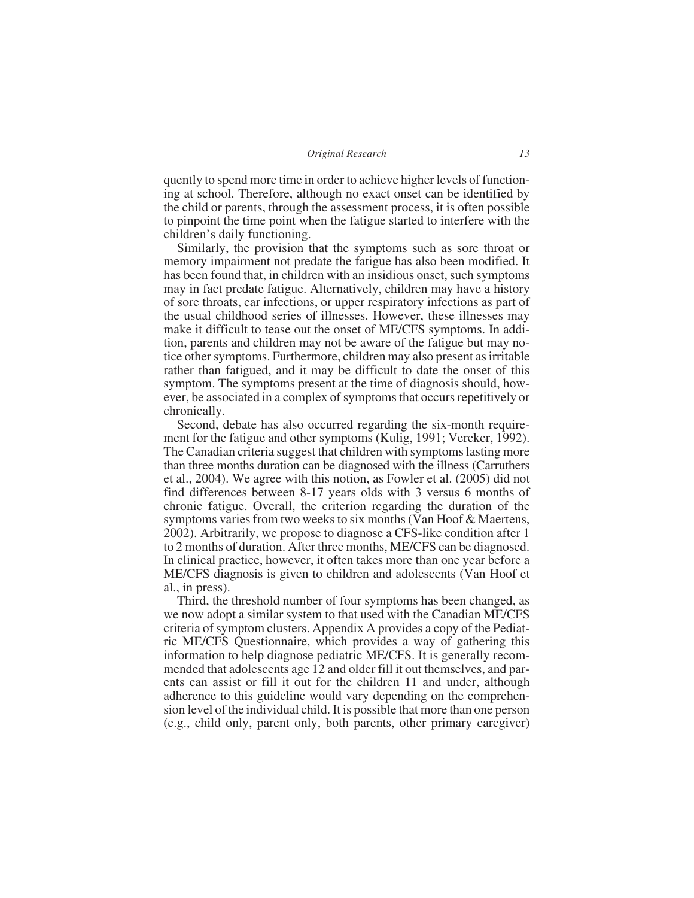quently to spend more time in order to achieve higher levels of functioning at school. Therefore, although no exact onset can be identified by the child or parents, through the assessment process, it is often possible to pinpoint the time point when the fatigue started to interfere with the children's daily functioning.

Similarly, the provision that the symptoms such as sore throat or memory impairment not predate the fatigue has also been modified. It has been found that, in children with an insidious onset, such symptoms may in fact predate fatigue. Alternatively, children may have a history of sore throats, ear infections, or upper respiratory infections as part of the usual childhood series of illnesses. However, these illnesses may make it difficult to tease out the onset of ME/CFS symptoms. In addition, parents and children may not be aware of the fatigue but may notice other symptoms. Furthermore, children may also present as irritable rather than fatigued, and it may be difficult to date the onset of this symptom. The symptoms present at the time of diagnosis should, however, be associated in a complex of symptoms that occurs repetitively or chronically.

Second, debate has also occurred regarding the six-month requirement for the fatigue and other symptoms (Kulig, 1991; Vereker, 1992). The Canadian criteria suggest that children with symptoms lasting more than three months duration can be diagnosed with the illness (Carruthers et al., 2004). We agree with this notion, as Fowler et al. (2005) did not find differences between 8-17 years olds with 3 versus 6 months of chronic fatigue. Overall, the criterion regarding the duration of the symptoms varies from two weeks to six months (Van Hoof & Maertens, 2002). Arbitrarily, we propose to diagnose a CFS-like condition after 1 to 2 months of duration. After three months, ME/CFS can be diagnosed. In clinical practice, however, it often takes more than one year before a ME/CFS diagnosis is given to children and adolescents (Van Hoof et al., in press).

Third, the threshold number of four symptoms has been changed, as we now adopt a similar system to that used with the Canadian ME/CFS criteria of symptom clusters. Appendix A provides a copy of the Pediatric ME/CFS Questionnaire, which provides a way of gathering this information to help diagnose pediatric ME/CFS. It is generally recommended that adolescents age 12 and older fill it out themselves, and parents can assist or fill it out for the children 11 and under, although adherence to this guideline would vary depending on the comprehension level of the individual child. It is possible that more than one person (e.g., child only, parent only, both parents, other primary caregiver)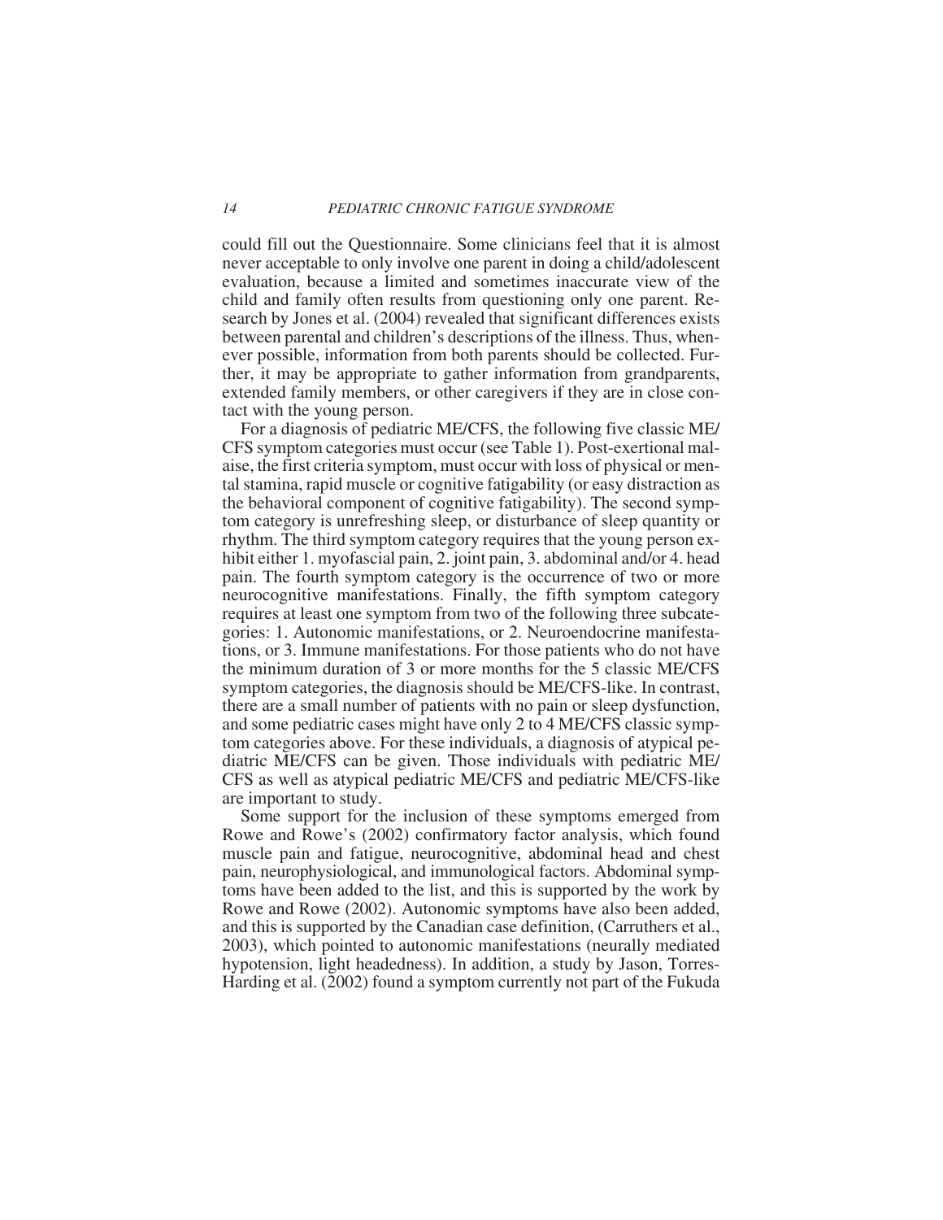could fill out the Questionnaire. Some clinicians feel that it is almost never acceptable to only involve one parent in doing a child/adolescent evaluation, because a limited and sometimes inaccurate view of the child and family often results from questioning only one parent. Research by Jones et al. (2004) revealed that significant differences exists between parental and children's descriptions of the illness. Thus, whenever possible, information from both parents should be collected. Further, it may be appropriate to gather information from grandparents, extended family members, or other caregivers if they are in close contact with the young person.

For a diagnosis of pediatric ME/CFS, the following five classic ME/CFS symptom categories must occur (see Table 1). Post-exertional malaise, the first criteria symptom, must occur with loss of physical or mental stamina, rapid muscle or cognitive fatigability (or easy distraction as the behavioral component of cognitive fatigability). The second symptom category is unrefreshing sleep, or disturbance of sleep quantity or rhythm. The third symptom category requires that the young person exhibit either 1. myofascial pain, 2. joint pain, 3. abdominal and/or 4. head pain. The fourth symptom category is the occurrence of two or more neurocognitive manifestations. Finally, the fifth symptom category requires at least one symptom from two of the following three subcategories: 1. Autonomic manifestations, or 2. Neuroendocrine manifestations, or 3. Immune manifestations. For those patients who do not have the minimum duration of 3 or more months for the 5 classic ME/CFS symptom categories, the diagnosis should be ME/CFS-like. In contrast, there are a small number of patients with no pain or sleep dysfunction, and some pediatric cases might have only 2 to 4 ME/CFS classic symptom categories above. For these individuals, a diagnosis of atypical pediatric ME/CFS can be given. Those individuals with pediatric ME/CFS as well as atypical pediatric ME/CFS and pediatric ME/CFS-like are important to study.

Some support for the inclusion of these symptoms emerged from Rowe and Rowe's (2002) confirmatory factor analysis, which found muscle pain and fatigue, neurocognitive, abdominal head and chest pain, neurophysiological, and immunological factors. Abdominal symptoms have been added to the list, and this is supported by the work by Rowe and Rowe (2002). Autonomic symptoms have also been added, and this is supported by the Canadian case definition, (Carruthers et al., 2003), which pointed to autonomic manifestations (neurally mediated hypotension, light headedness). In addition, a study by Jason, Torres-Harding et al. (2002) found a symptom currently not part of the Fukuda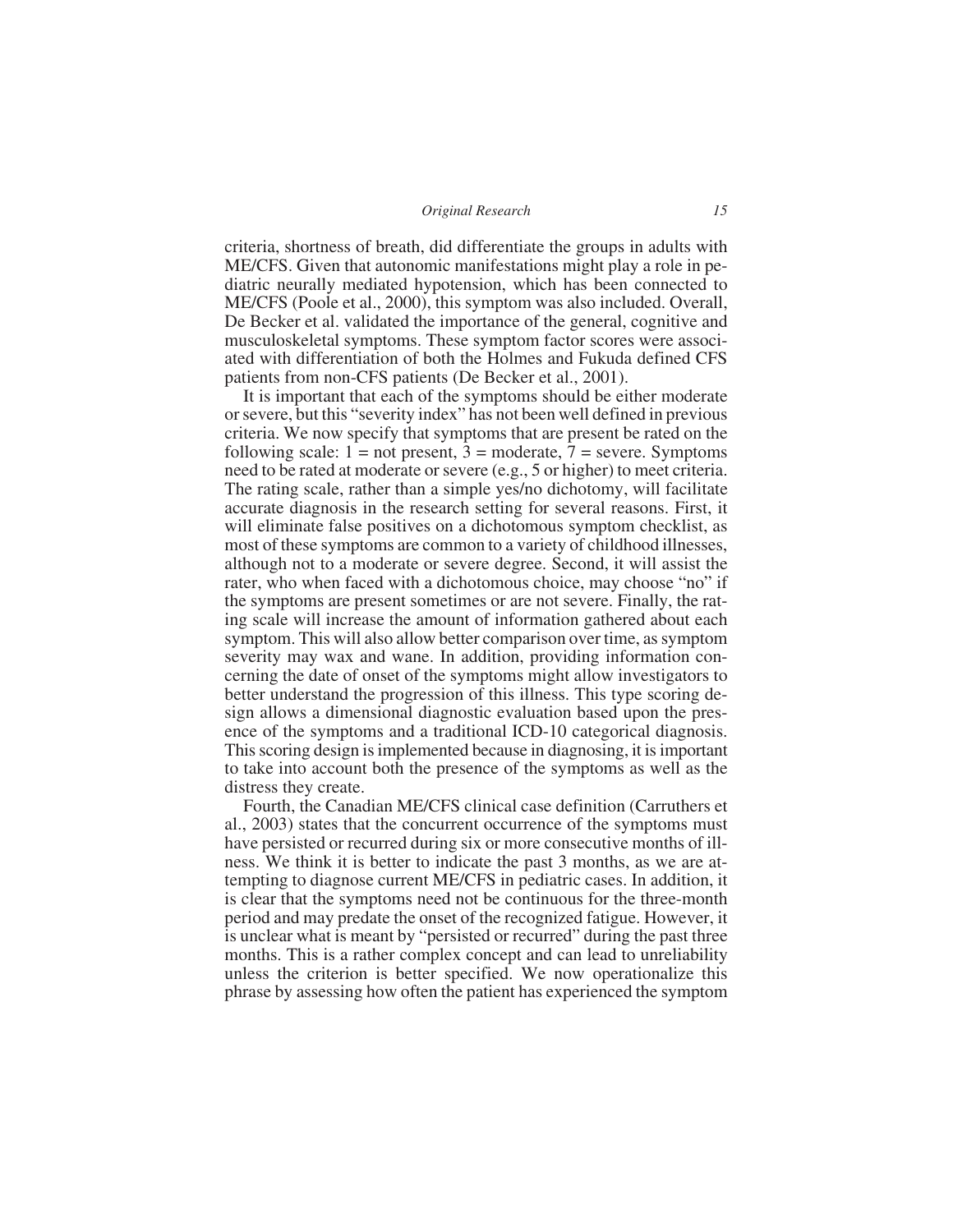criteria, shortness of breath, did differentiate the groups in adults with ME/CFS. Given that autonomic manifestations might play a role in pediatric neurally mediated hypotension, which has been connected to ME/CFS (Poole et al., 2000), this symptom was also included. Overall, De Becker et al. validated the importance of the general, cognitive and musculoskeletal symptoms. These symptom factor scores were associated with differentiation of both the Holmes and Fukuda defined CFS patients from non-CFS patients (De Becker et al., 2001).

It is important that each of the symptoms should be either moderate or severe, but this "severity index" has not been well defined in previous criteria. We now specify that symptoms that are present be rated on the following scale: 1 = not present, 3 = moderate, 7 = severe. Symptoms need to be rated at moderate or severe (e.g., 5 or higher) to meet criteria. The rating scale, rather than a simple yes/no dichotomy, will facilitate accurate diagnosis in the research setting for several reasons. First, it will eliminate false positives on a dichotomous symptom checklist, as most of these symptoms are common to a variety of childhood illnesses, although not to a moderate or severe degree. Second, it will assist the rater, who when faced with a dichotomous choice, may choose "no" if the symptoms are present sometimes or are not severe. Finally, the rating scale will increase the amount of information gathered about each symptom. This will also allow better comparison over time, as symptom severity may wax and wane. In addition, providing information concerning the date of onset of the symptoms might allow investigators to better understand the progression of this illness. This type scoring design allows a dimensional diagnostic evaluation based upon the presence of the symptoms and a traditional ICD-10 categorical diagnosis. This scoring design is implemented because in diagnosing, it is important to take into account both the presence of the symptoms as well as the distress they create.

Fourth, the Canadian ME/CFS clinical case definition (Carruthers et al., 2003) states that the concurrent occurrence of the symptoms must have persisted or recurred during six or more consecutive months of illness. We think it is better to indicate the past 3 months, as we are attempting to diagnose current ME/CFS in pediatric cases. In addition, it is clear that the symptoms need not be continuous for the three-month period and may predate the onset of the recognized fatigue. However, it is unclear what is meant by "persisted or recurred" during the past three months. This is a rather complex concept and can lead to unreliability unless the criterion is better specified. We now operationalize this phrase by assessing how often the patient has experienced the symptom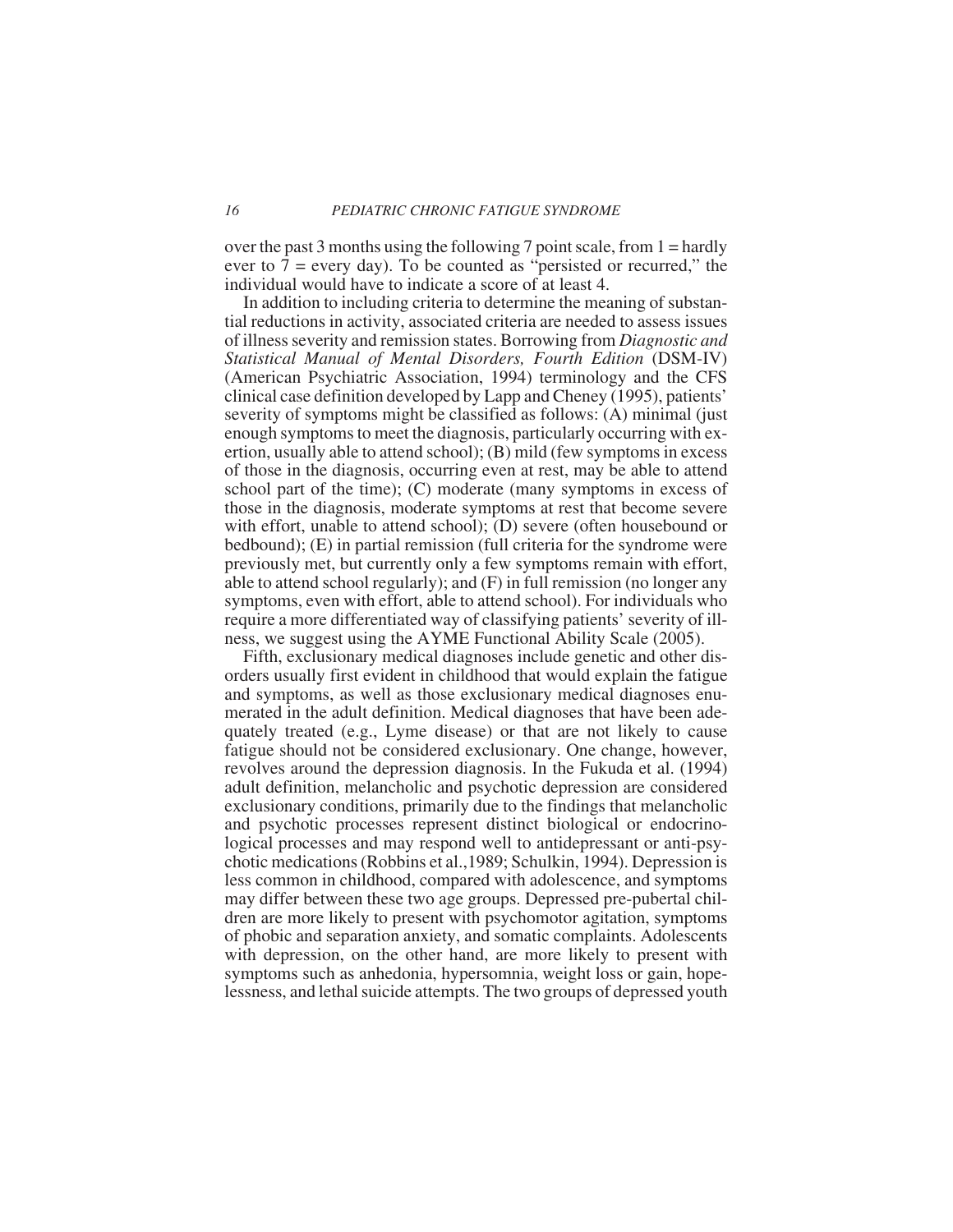over the past 3 months using the following 7 point scale, from 1 = hardly ever to 7 = every day). To be counted as "persisted or recurred," the individual would have to indicate a score of at least 4.

In addition to including criteria to determine the meaning of substantial reductions in activity, associated criteria are needed to assess issues of illness severity and remission states. Borrowing from *Diagnostic and Statistical Manual of Mental Disorders, Fourth Edition* (DSM-IV) (American Psychiatric Association, 1994) terminology and the CFS clinical case definition developed by Lapp and Cheney (1995), patients' severity of symptoms might be classified as follows: (A) minimal (just enough symptoms to meet the diagnosis, particularly occurring with exertion, usually able to attend school); (B) mild (few symptoms in excess of those in the diagnosis, occurring even at rest, may be able to attend school part of the time); (C) moderate (many symptoms in excess of those in the diagnosis, moderate symptoms at rest that become severe with effort, unable to attend school); (D) severe (often housebound or bedbound); (E) in partial remission (full criteria for the syndrome were previously met, but currently only a few symptoms remain with effort, able to attend school regularly); and (F) in full remission (no longer any symptoms, even with effort, able to attend school). For individuals who require a more differentiated way of classifying patients' severity of illness, we suggest using the AYME Functional Ability Scale (2005).

Fifth, exclusionary medical diagnoses include genetic and other disorders usually first evident in childhood that would explain the fatigue and symptoms, as well as those exclusionary medical diagnoses enumerated in the adult definition. Medical diagnoses that have been adequately treated (e.g., Lyme disease) or that are not likely to cause fatigue should not be considered exclusionary. One change, however, revolves around the depression diagnosis. In the Fukuda et al. (1994) adult definition, melancholic and psychotic depression are considered exclusionary conditions, primarily due to the findings that melancholic and psychotic processes represent distinct biological or endocrinological processes and may respond well to antidepressant or anti-psychotic medications (Robbins et al.,1989; Schulkin, 1994). Depression is less common in childhood, compared with adolescence, and symptoms may differ between these two age groups. Depressed pre-pubertal children are more likely to present with psychomotor agitation, symptoms of phobic and separation anxiety, and somatic complaints. Adolescents with depression, on the other hand, are more likely to present with symptoms such as anhedonia, hypersomnia, weight loss or gain, hopelessness, and lethal suicide attempts. The two groups of depressed youth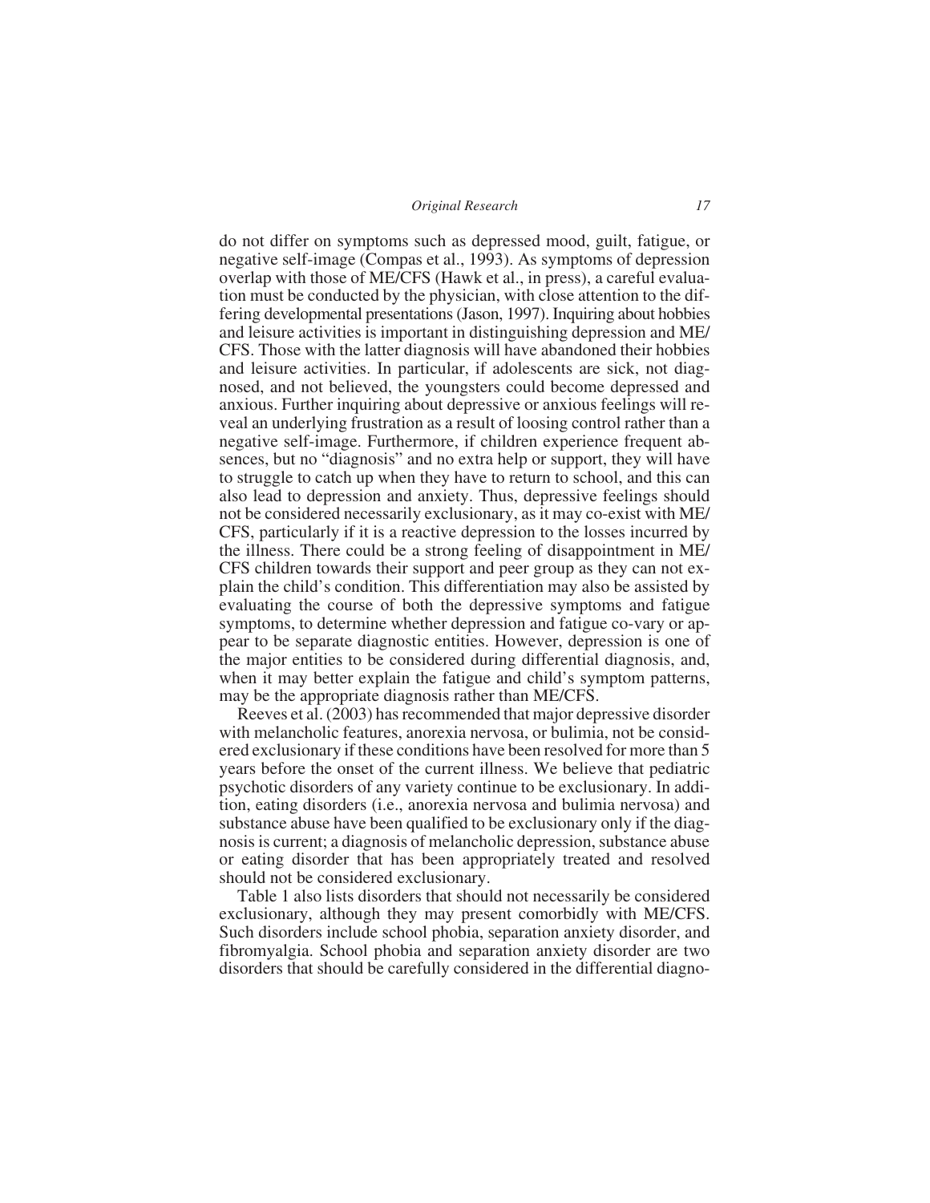do not differ on symptoms such as depressed mood, guilt, fatigue, or negative self-image (Compas et al., 1993). As symptoms of depression overlap with those of ME/CFS (Hawk et al., in press), a careful evaluation must be conducted by the physician, with close attention to the differing developmental presentations (Jason, 1997). Inquiring about hobbies and leisure activities is important in distinguishing depression and ME/CFS. Those with the latter diagnosis will have abandoned their hobbies and leisure activities. In particular, if adolescents are sick, not diagnosed, and not believed, the youngsters could become depressed and anxious. Further inquiring about depressive or anxious feelings will reveal an underlying frustration as a result of loosing control rather than a negative self-image. Furthermore, if children experience frequent absences, but no "diagnosis" and no extra help or support, they will have to struggle to catch up when they have to return to school, and this can also lead to depression and anxiety. Thus, depressive feelings should not be considered necessarily exclusionary, as it may co-exist with ME/CFS, particularly if it is a reactive depression to the losses incurred by the illness. There could be a strong feeling of disappointment in ME/CFS children towards their support and peer group as they can not explain the child's condition. This differentiation may also be assisted by evaluating the course of both the depressive symptoms and fatigue symptoms, to determine whether depression and fatigue co-vary or appear to be separate diagnostic entities. However, depression is one of the major entities to be considered during differential diagnosis, and, when it may better explain the fatigue and child's symptom patterns, may be the appropriate diagnosis rather than ME/CFS.

Reeves et al. (2003) has recommended that major depressive disorder with melancholic features, anorexia nervosa, or bulimia, not be considered exclusionary if these conditions have been resolved for more than 5 years before the onset of the current illness. We believe that pediatric psychotic disorders of any variety continue to be exclusionary. In addition, eating disorders (i.e., anorexia nervosa and bulimia nervosa) and substance abuse have been qualified to be exclusionary only if the diagnosis is current; a diagnosis of melancholic depression, substance abuse or eating disorder that has been appropriately treated and resolved should not be considered exclusionary.

Table 1 also lists disorders that should not necessarily be considered exclusionary, although they may present comorbidly with ME/CFS. Such disorders include school phobia, separation anxiety disorder, and fibromyalgia. School phobia and separation anxiety disorder are two disorders that should be carefully considered in the differential diagno-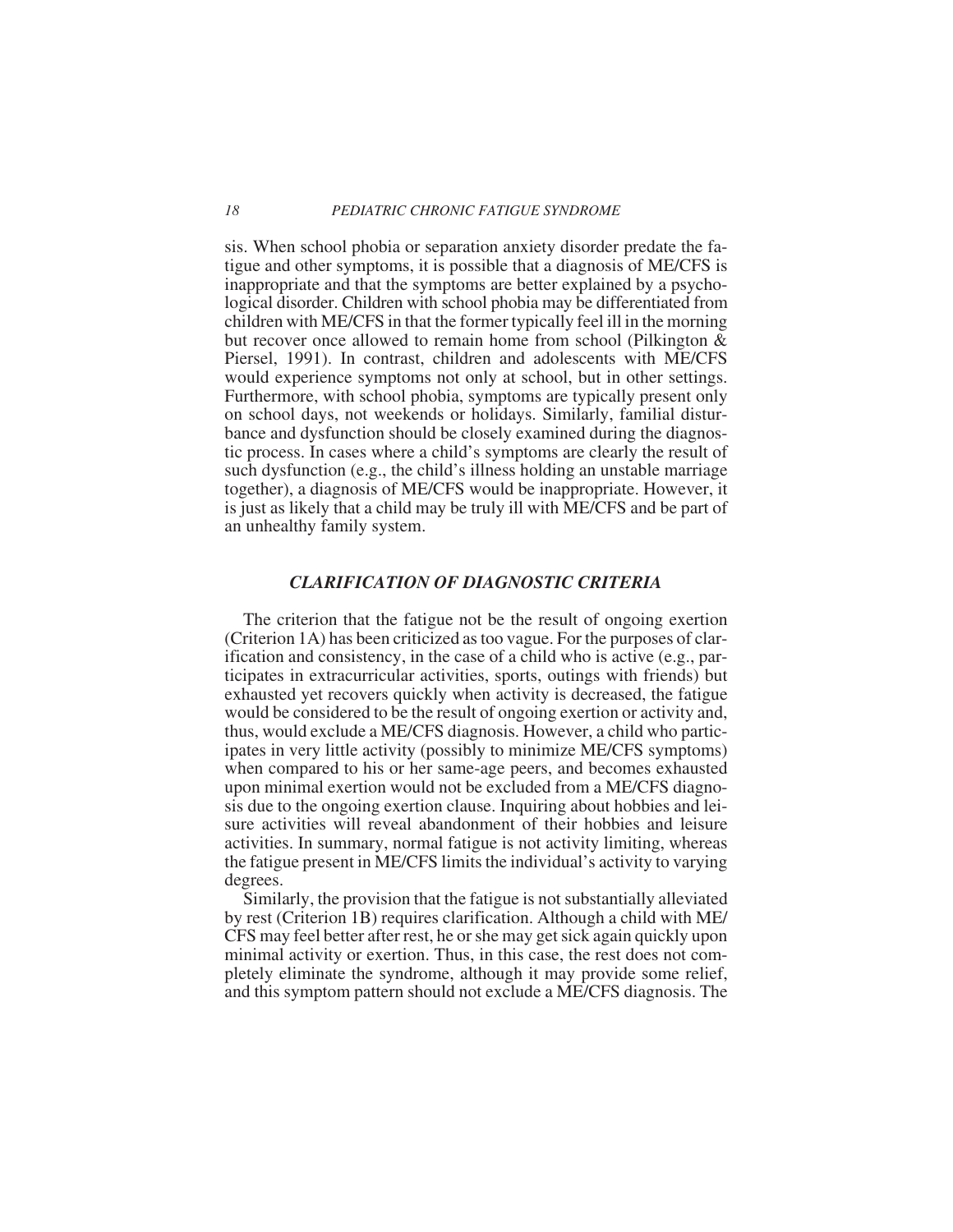sis. When school phobia or separation anxiety disorder predate the fatigue and other symptoms, it is possible that a diagnosis of ME/CFS is inappropriate and that the symptoms are better explained by a psychological disorder. Children with school phobia may be differentiated from children with ME/CFS in that the former typically feel ill in the morning but recover once allowed to remain home from school (Pilkington & Piersel, 1991). In contrast, children and adolescents with ME/CFS would experience symptoms not only at school, but in other settings. Furthermore, with school phobia, symptoms are typically present only on school days, not weekends or holidays. Similarly, familial disturbance and dysfunction should be closely examined during the diagnostic process. In cases where a child's symptoms are clearly the result of such dysfunction (e.g., the child's illness holding an unstable marriage together), a diagnosis of ME/CFS would be inappropriate. However, it is just as likely that a child may be truly ill with ME/CFS and be part of an unhealthy family system.

## *CLARIFICATION OF DIAGNOSTIC CRITERIA*

The criterion that the fatigue not be the result of ongoing exertion (Criterion 1A) has been criticized as too vague. For the purposes of clarification and consistency, in the case of a child who is active (e.g., participates in extracurricular activities, sports, outings with friends) but exhausted yet recovers quickly when activity is decreased, the fatigue would be considered to be the result of ongoing exertion or activity and, thus, would exclude a ME/CFS diagnosis. However, a child who participates in very little activity (possibly to minimize ME/CFS symptoms) when compared to his or her same-age peers, and becomes exhausted upon minimal exertion would not be excluded from a ME/CFS diagnosis due to the ongoing exertion clause. Inquiring about hobbies and leisure activities will reveal abandonment of their hobbies and leisure activities. In summary, normal fatigue is not activity limiting, whereas the fatigue present in ME/CFS limits the individual's activity to varying degrees.

Similarly, the provision that the fatigue is not substantially alleviated by rest (Criterion 1B) requires clarification. Although a child with ME/CFS may feel better after rest, he or she may get sick again quickly upon minimal activity or exertion. Thus, in this case, the rest does not completely eliminate the syndrome, although it may provide some relief, and this symptom pattern should not exclude a ME/CFS diagnosis. The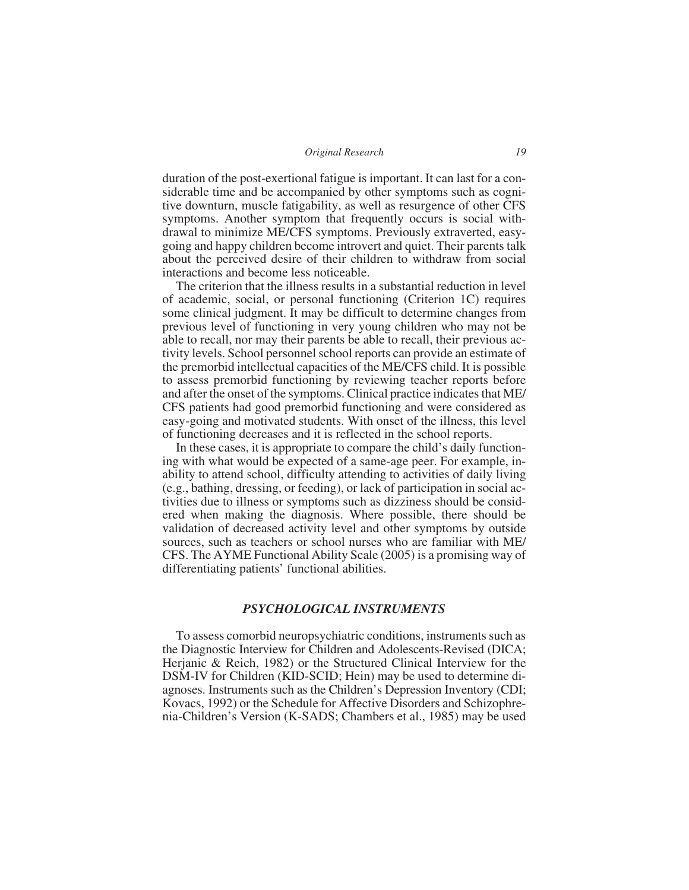duration of the post-exertional fatigue is important. It can last for a considerable time and be accompanied by other symptoms such as cognitive downturn, muscle fatigability, as well as resurgence of other CFS symptoms. Another symptom that frequently occurs is social withdrawal to minimize ME/CFS symptoms. Previously extraverted, easygoing and happy children become introvert and quiet. Their parents talk about the perceived desire of their children to withdraw from social interactions and become less noticeable.

The criterion that the illness results in a substantial reduction in level of academic, social, or personal functioning (Criterion 1C) requires some clinical judgment. It may be difficult to determine changes from previous level of functioning in very young children who may not be able to recall, nor may their parents be able to recall, their previous activity levels. School personnel school reports can provide an estimate of the premorbid intellectual capacities of the ME/CFS child. It is possible to assess premorbid functioning by reviewing teacher reports before and after the onset of the symptoms. Clinical practice indicates that ME/CFS patients had good premorbid functioning and were considered as easy-going and motivated students. With onset of the illness, this level of functioning decreases and it is reflected in the school reports.

In these cases, it is appropriate to compare the child's daily functioning with what would be expected of a same-age peer. For example, inability to attend school, difficulty attending to activities of daily living (e.g., bathing, dressing, or feeding), or lack of participation in social activities due to illness or symptoms such as dizziness should be considered when making the diagnosis. Where possible, there should be validation of decreased activity level and other symptoms by outside sources, such as teachers or school nurses who are familiar with ME/CFS. The AYME Functional Ability Scale (2005) is a promising way of differentiating patients' functional abilities.

## *PSYCHOLOGICAL INSTRUMENTS*

To assess comorbid neuropsychiatric conditions, instruments such as the Diagnostic Interview for Children and Adolescents-Revised (DICA; Herjanic & Reich, 1982) or the Structured Clinical Interview for the DSM-IV for Children (KID-SCID; Hein) may be used to determine diagnoses. Instruments such as the Children's Depression Inventory (CDI; Kovacs, 1992) or the Schedule for Affective Disorders and Schizophrenia-Children's Version (K-SADS; Chambers et al., 1985) may be used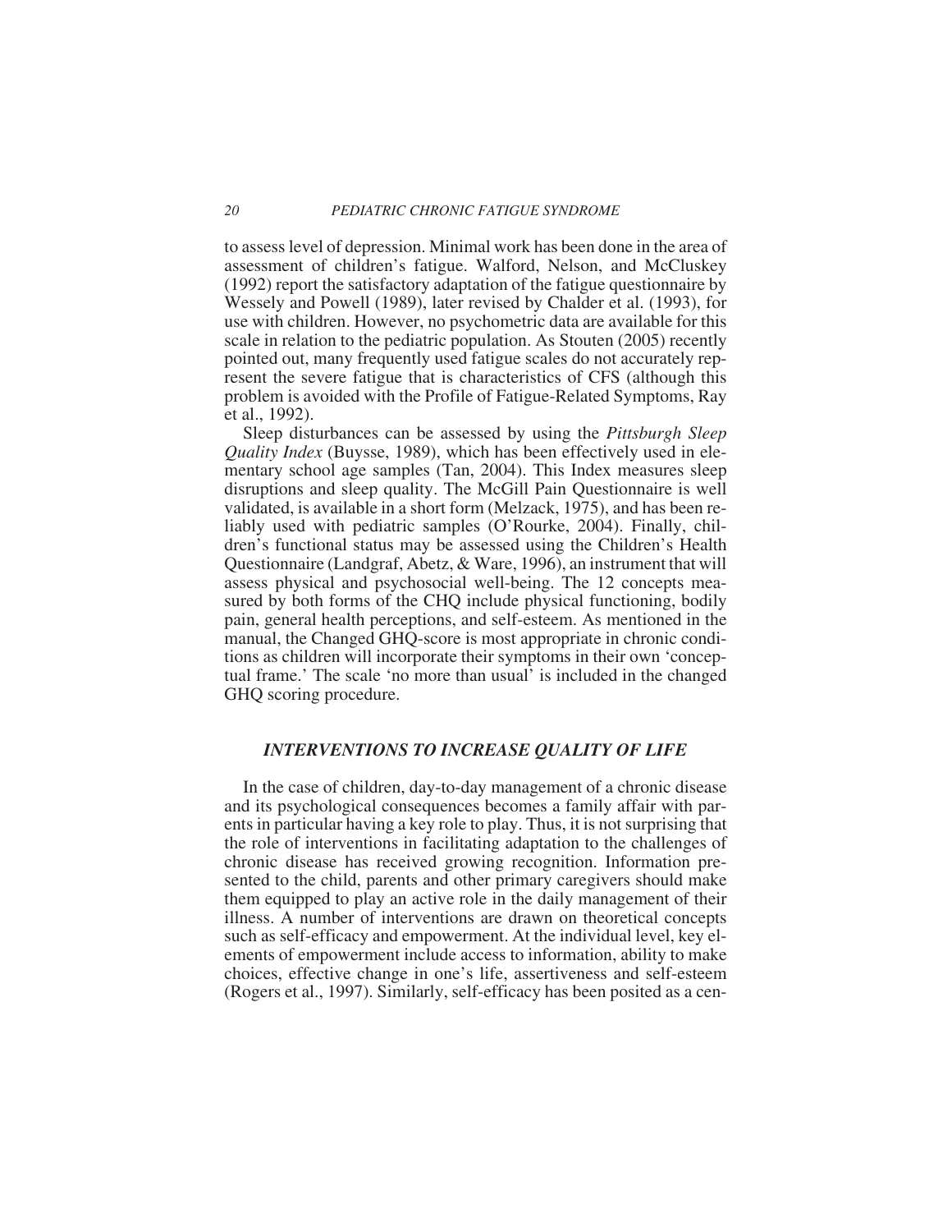to assess level of depression. Minimal work has been done in the area of assessment of children's fatigue. Walford, Nelson, and McCluskey (1992) report the satisfactory adaptation of the fatigue questionnaire by Wessely and Powell (1989), later revised by Chalder et al. (1993), for use with children. However, no psychometric data are available for this scale in relation to the pediatric population. As Stouten (2005) recently pointed out, many frequently used fatigue scales do not accurately represent the severe fatigue that is characteristics of CFS (although this problem is avoided with the Profile of Fatigue-Related Symptoms, Ray et al., 1992).

Sleep disturbances can be assessed by using the *Pittsburgh Sleep Quality Index* (Buysse, 1989), which has been effectively used in elementary school age samples (Tan, 2004). This Index measures sleep disruptions and sleep quality. The McGill Pain Questionnaire is well validated, is available in a short form (Melzack, 1975), and has been reliably used with pediatric samples (O'Rourke, 2004). Finally, children's functional status may be assessed using the Children's Health Questionnaire (Landgraf, Abetz, & Ware, 1996), an instrument that will assess physical and psychosocial well-being. The 12 concepts measured by both forms of the CHQ include physical functioning, bodily pain, general health perceptions, and self-esteem. As mentioned in the manual, the Changed GHQ-score is most appropriate in chronic conditions as children will incorporate their symptoms in their own 'conceptual frame.' The scale 'no more than usual' is included in the changed GHQ scoring procedure.

## INTERVENTIONS TO INCREASE QUALITY OF LIFE

In the case of children, day-to-day management of a chronic disease and its psychological consequences becomes a family affair with parents in particular having a key role to play. Thus, it is not surprising that the role of interventions in facilitating adaptation to the challenges of chronic disease has received growing recognition. Information presented to the child, parents and other primary caregivers should make them equipped to play an active role in the daily management of their illness. A number of interventions are drawn on theoretical concepts such as self-efficacy and empowerment. At the individual level, key elements of empowerment include access to information, ability to make choices, effective change in one's life, assertiveness and self-esteem (Rogers et al., 1997). Similarly, self-efficacy has been posited as a cen-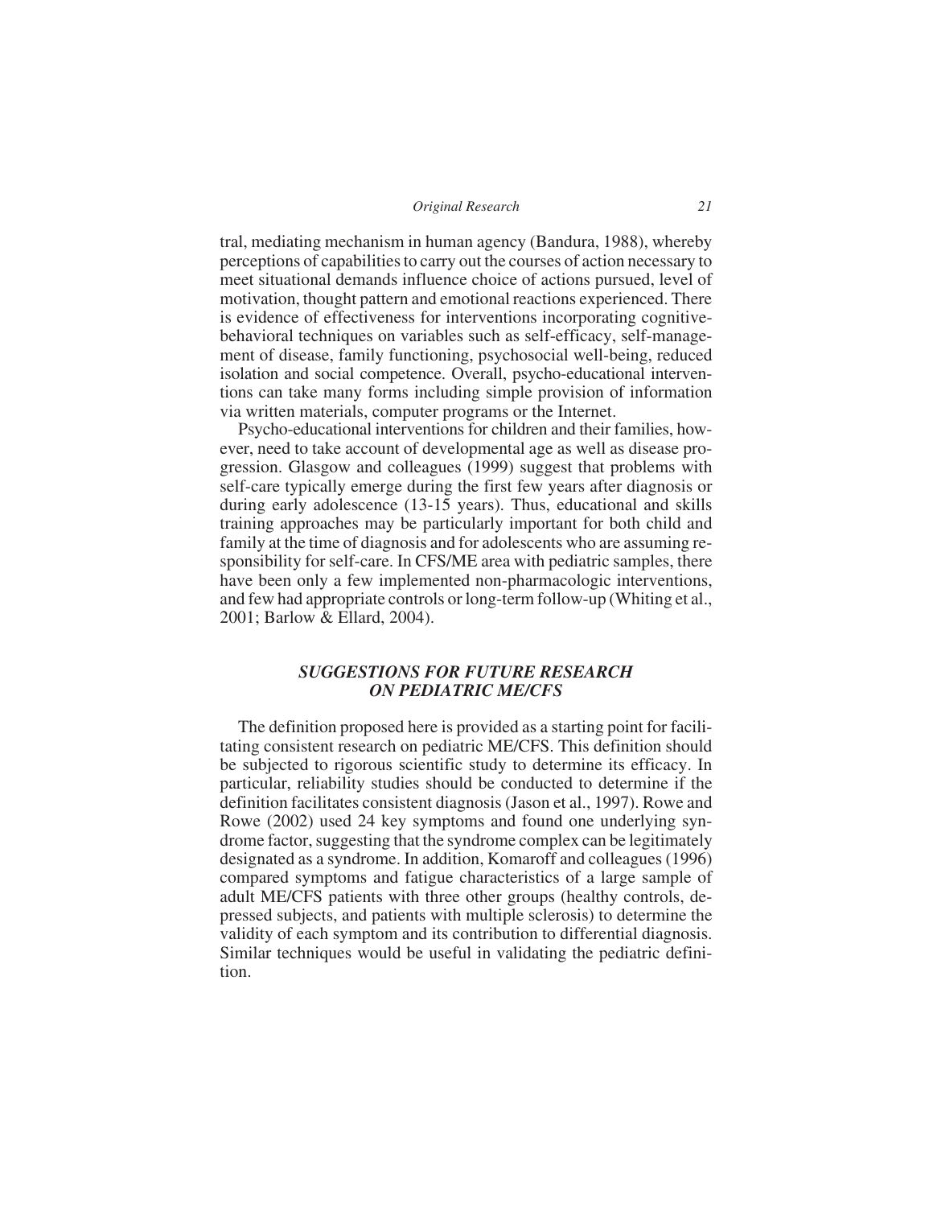tral, mediating mechanism in human agency (Bandura, 1988), whereby perceptions of capabilities to carry out the courses of action necessary to meet situational demands influence choice of actions pursued, level of motivation, thought pattern and emotional reactions experienced. There is evidence of effectiveness for interventions incorporating cognitive-behavioral techniques on variables such as self-efficacy, self-management of disease, family functioning, psychosocial well-being, reduced isolation and social competence. Overall, psycho-educational interventions can take many forms including simple provision of information via written materials, computer programs or the Internet.

Psycho-educational interventions for children and their families, however, need to take account of developmental age as well as disease progression. Glasgow and colleagues (1999) suggest that problems with self-care typically emerge during the first few years after diagnosis or during early adolescence (13-15 years). Thus, educational and skills training approaches may be particularly important for both child and family at the time of diagnosis and for adolescents who are assuming responsibility for self-care. In CFS/ME area with pediatric samples, there have been only a few implemented non-pharmacologic interventions, and few had appropriate controls or long-term follow-up (Whiting et al., 2001; Barlow & Ellard, 2004).

## *SUGGESTIONS FOR FUTURE RESEARCH ON PEDIATRIC ME/CFS*

The definition proposed here is provided as a starting point for facilitating consistent research on pediatric ME/CFS. This definition should be subjected to rigorous scientific study to determine its efficacy. In particular, reliability studies should be conducted to determine if the definition facilitates consistent diagnosis (Jason et al., 1997). Rowe and Rowe (2002) used 24 key symptoms and found one underlying syndrome factor, suggesting that the syndrome complex can be legitimately designated as a syndrome. In addition, Komaroff and colleagues (1996) compared symptoms and fatigue characteristics of a large sample of adult ME/CFS patients with three other groups (healthy controls, depressed subjects, and patients with multiple sclerosis) to determine the validity of each symptom and its contribution to differential diagnosis. Similar techniques would be useful in validating the pediatric definition.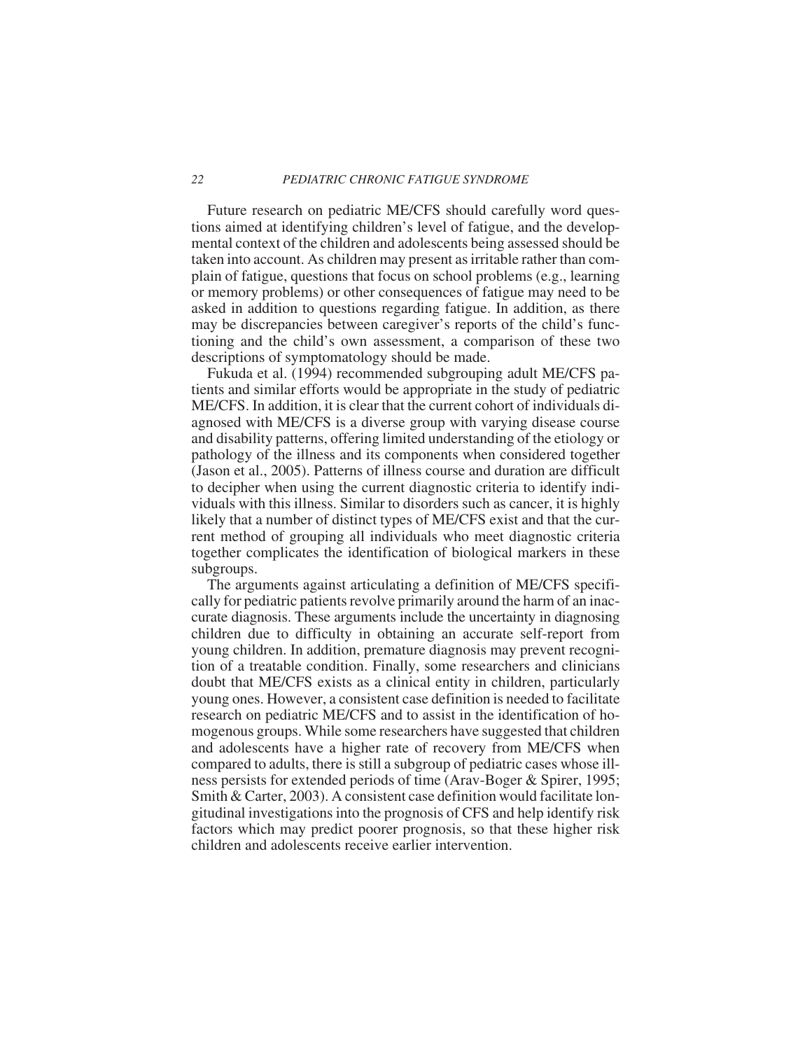Future research on pediatric ME/CFS should carefully word questions aimed at identifying children's level of fatigue, and the developmental context of the children and adolescents being assessed should be taken into account. As children may present as irritable rather than complain of fatigue, questions that focus on school problems (e.g., learning or memory problems) or other consequences of fatigue may need to be asked in addition to questions regarding fatigue. In addition, as there may be discrepancies between caregiver's reports of the child's functioning and the child's own assessment, a comparison of these two descriptions of symptomatology should be made.

Fukuda et al. (1994) recommended subgrouping adult ME/CFS patients and similar efforts would be appropriate in the study of pediatric ME/CFS. In addition, it is clear that the current cohort of individuals diagnosed with ME/CFS is a diverse group with varying disease course and disability patterns, offering limited understanding of the etiology or pathology of the illness and its components when considered together (Jason et al., 2005). Patterns of illness course and duration are difficult to decipher when using the current diagnostic criteria to identify individuals with this illness. Similar to disorders such as cancer, it is highly likely that a number of distinct types of ME/CFS exist and that the current method of grouping all individuals who meet diagnostic criteria together complicates the identification of biological markers in these subgroups.

The arguments against articulating a definition of ME/CFS specifically for pediatric patients revolve primarily around the harm of an inaccurate diagnosis. These arguments include the uncertainty in diagnosing children due to difficulty in obtaining an accurate self-report from young children. In addition, premature diagnosis may prevent recognition of a treatable condition. Finally, some researchers and clinicians doubt that ME/CFS exists as a clinical entity in children, particularly young ones. However, a consistent case definition is needed to facilitate research on pediatric ME/CFS and to assist in the identification of homogenous groups. While some researchers have suggested that children and adolescents have a higher rate of recovery from ME/CFS when compared to adults, there is still a subgroup of pediatric cases whose illness persists for extended periods of time (Arav-Boger & Spirer, 1995; Smith & Carter, 2003). A consistent case definition would facilitate longitudinal investigations into the prognosis of CFS and help identify risk factors which may predict poorer prognosis, so that these higher risk children and adolescents receive earlier intervention.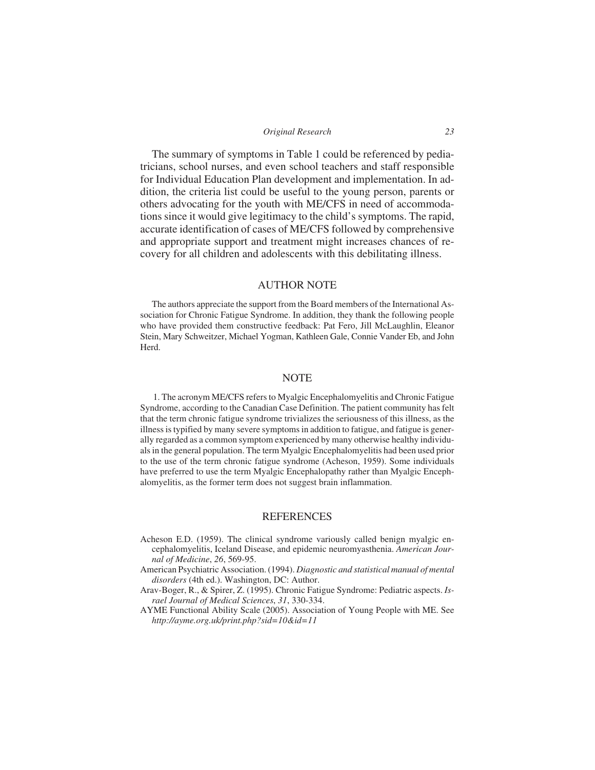The summary of symptoms in Table 1 could be referenced by pediatricians, school nurses, and even school teachers and staff responsible for Individual Education Plan development and implementation. In addition, the criteria list could be useful to the young person, parents or others advocating for the youth with ME/CFS in need of accommodations since it would give legitimacy to the child's symptoms. The rapid, accurate identification of cases of ME/CFS followed by comprehensive and appropriate support and treatment might increases chances of recovery for all children and adolescents with this debilitating illness.

## AUTHOR NOTE

The authors appreciate the support from the Board members of the International Association for Chronic Fatigue Syndrome. In addition, they thank the following people who have provided them constructive feedback: Pat Fero, Jill McLaughlin, Eleanor Stein, Mary Schweitzer, Michael Yogman, Kathleen Gale, Connie Vander Eb, and John Herd.

## NOTE

1. The acronym ME/CFS refers to Myalgic Encephalomyelitis and Chronic Fatigue Syndrome, according to the Canadian Case Definition. The patient community has felt that the term chronic fatigue syndrome trivializes the seriousness of this illness, as the illness is typified by many severe symptoms in addition to fatigue, and fatigue is generally regarded as a common symptom experienced by many otherwise healthy individuals in the general population. The term Myalgic Encephalomyelitis had been used prior to the use of the term chronic fatigue syndrome (Acheson, 1959). Some individuals have preferred to use the term Myalgic Encephalopathy rather than Myalgic Encephalomyelitis, as the former term does not suggest brain inflammation.

## REFERENCES

Acheson E.D. (1959). The clinical syndrome variously called benign myalgic encephalomyelitis, Iceland Disease, and epidemic neuromyasthenia. *American Journal of Medicine*, *26*, 569-95.

American Psychiatric Association. (1994). *Diagnostic and statistical manual of mental disorders* (4th ed.). Washington, DC: Author.

Arav-Boger, R., & Spirer, Z. (1995). Chronic Fatigue Syndrome: Pediatric aspects. *Israel Journal of Medical Sciences*, *31*, 330-334.

AYME Functional Ability Scale (2005). Association of Young People with ME. See *http://ayme.org.uk/print.php?sid=10&id=11*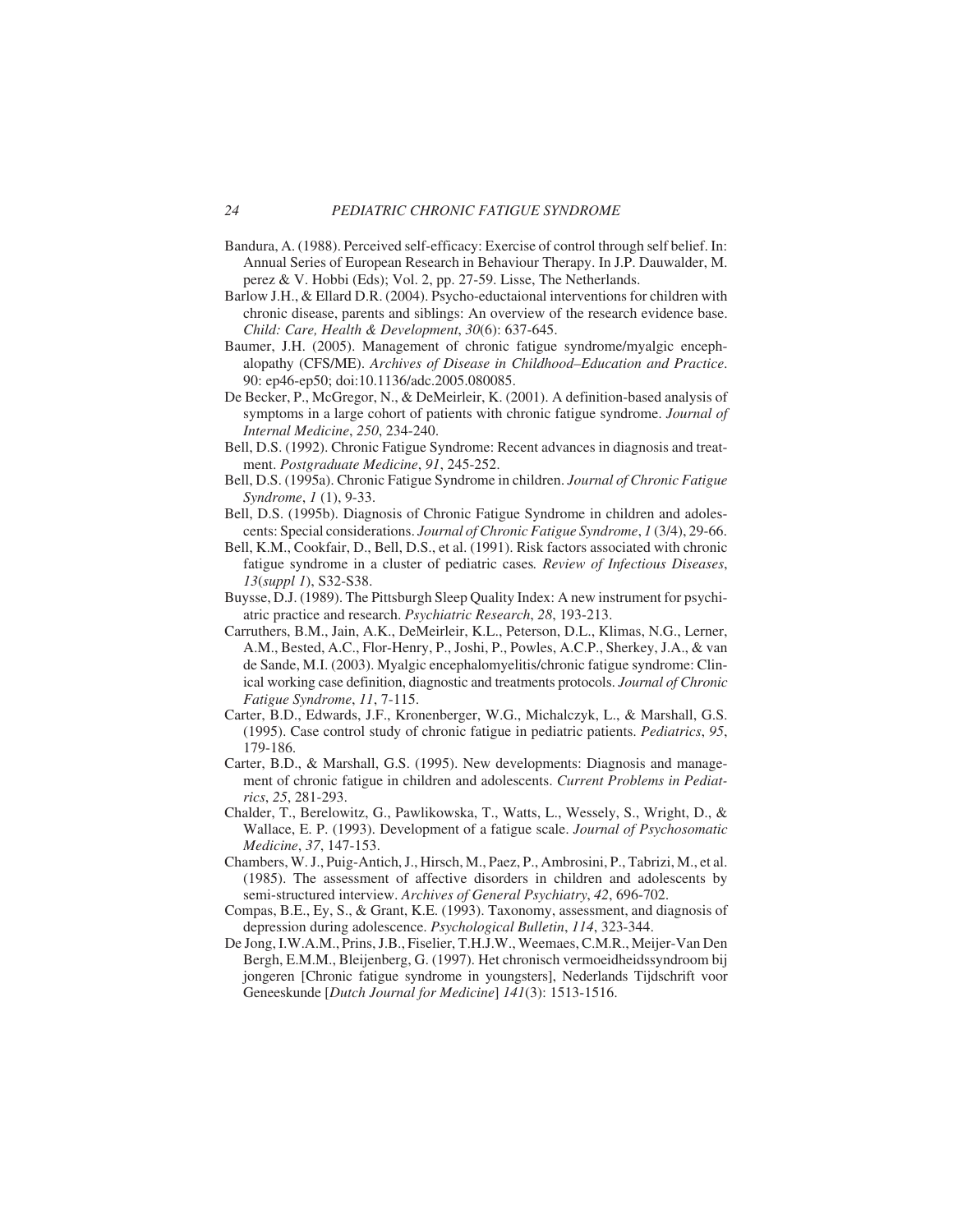Bandura, A. (1988). Perceived self-efficacy: Exercise of control through self belief. In: Annual Series of European Research in Behaviour Therapy. In J.P. Dauwalder, M. perez & V. Hobbi (Eds); Vol. 2, pp. 27-59. Lisse, The Netherlands.

Barlow J.H., & Ellard D.R. (2004). Psycho-eductaional interventions for children with chronic disease, parents and siblings: An overview of the research evidence base. *Child: Care, Health & Development*, *30*(6): 637-645.

Baumer, J.H. (2005). Management of chronic fatigue syndrome/myalgic encephalopathy (CFS/ME). *Archives of Disease in Childhood–Education and Practice*. 90: ep46-ep50; doi:10.1136/adc.2005.080085.

De Becker, P., McGregor, N., & DeMeirleir, K. (2001). A definition-based analysis of symptoms in a large cohort of patients with chronic fatigue syndrome. *Journal of Internal Medicine*, *250*, 234-240.

Bell, D.S. (1992). Chronic Fatigue Syndrome: Recent advances in diagnosis and treatment. *Postgraduate Medicine*, *91*, 245-252.

Bell, D.S. (1995a). Chronic Fatigue Syndrome in children. *Journal of Chronic Fatigue Syndrome*, *1* (1), 9-33.

Bell, D.S. (1995b). Diagnosis of Chronic Fatigue Syndrome in children and adolescents: Special considerations. *Journal of Chronic Fatigue Syndrome*, *1* (3/4), 29-66.

Bell, K.M., Cookfair, D., Bell, D.S., et al. (1991). Risk factors associated with chronic fatigue syndrome in a cluster of pediatric cases*. Review of Infectious Diseases*, *13*(*suppl 1*), S32-S38.

Buysse, D.J. (1989). The Pittsburgh Sleep Quality Index: A new instrument for psychiatric practice and research. *Psychiatric Research*, *28*, 193-213.

Carruthers, B.M., Jain, A.K., DeMeirleir, K.L., Peterson, D.L., Klimas, N.G., Lerner, A.M., Bested, A.C., Flor-Henry, P., Joshi, P., Powles, A.C.P., Sherkey, J.A., & van de Sande, M.I. (2003). Myalgic encephalomyelitis/chronic fatigue syndrome: Clinical working case definition, diagnostic and treatments protocols. *Journal of Chronic Fatigue Syndrome*, *11*, 7-115.

Carter, B.D., Edwards, J.F., Kronenberger, W.G., Michalczyk, L., & Marshall, G.S. (1995). Case control study of chronic fatigue in pediatric patients. *Pediatrics*, *95*, 179-186.

Carter, B.D., & Marshall, G.S. (1995). New developments: Diagnosis and management of chronic fatigue in children and adolescents. *Current Problems in Pediatrics*, *25*, 281-293.

Chalder, T., Berelowitz, G., Pawlikowska, T., Watts, L., Wessely, S., Wright, D., & Wallace, E. P. (1993). Development of a fatigue scale. *Journal of Psychosomatic Medicine*, *37*, 147-153.

Chambers, W. J., Puig-Antich, J., Hirsch, M., Paez, P., Ambrosini, P., Tabrizi, M., et al. (1985). The assessment of affective disorders in children and adolescents by semi-structured interview. *Archives of General Psychiatry*, *42*, 696-702.

Compas, B.E., Ey, S., & Grant, K.E. (1993). Taxonomy, assessment, and diagnosis of depression during adolescence. *Psychological Bulletin*, *114*, 323-344.

De Jong, I.W.A.M., Prins, J.B., Fiselier, T.H.J.W., Weemaes, C.M.R., Meijer-Van Den Bergh, E.M.M., Bleijenberg, G. (1997). Het chronisch vermoeidheidssyndroom bij jongeren [Chronic fatigue syndrome in youngsters], Nederlands Tijdschrift voor Geneeskunde [*Dutch Journal for Medicine*] *141*(3): 1513-1516.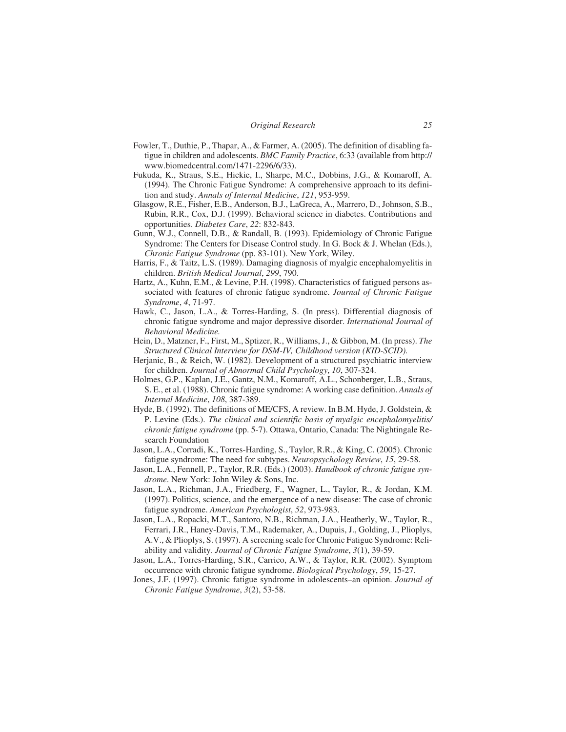Fowler, T., Duthie, P., Thapar, A., & Farmer, A. (2005). The definition of disabling fatigue in children and adolescents. *BMC Family Practice*, 6:33 (available from http://www.biomedcentral.com/1471-2296/6/33).

Fukuda, K., Straus, S.E., Hickie, I., Sharpe, M.C., Dobbins, J.G., & Komaroff, A. (1994). The Chronic Fatigue Syndrome: A comprehensive approach to its definition and study. *Annals of Internal Medicine*, *121*, 953-959.

Glasgow, R.E., Fisher, E.B., Anderson, B.J., LaGreca, A., Marrero, D., Johnson, S.B., Rubin, R.R., Cox, D.J. (1999). Behavioral science in diabetes. Contributions and opportunities. *Diabetes Care*, *22*: 832-843.

Gunn, W.J., Connell, D.B., & Randall, B. (1993). Epidemiology of Chronic Fatigue Syndrome: The Centers for Disease Control study. In G. Bock & J. Whelan (Eds.), *Chronic Fatigue Syndrome* (pp. 83-101). New York, Wiley.

Harris, F., & Taitz, L.S. (1989). Damaging diagnosis of myalgic encephalomyelitis in children. *British Medical Journal*, *299*, 790.

Hartz, A., Kuhn, E.M., & Levine, P.H. (1998). Characteristics of fatigued persons associated with features of chronic fatigue syndrome. *Journal of Chronic Fatigue Syndrome*, *4*, 71-97.

Hawk, C., Jason, L.A., & Torres-Harding, S. (In press). Differential diagnosis of chronic fatigue syndrome and major depressive disorder. *International Journal of Behavioral Medicine.*

Hein, D., Matzner, F., First, M., Sptizer, R., Williams, J., & Gibbon, M. (In press). *The Structured Clinical Interview for DSM-IV, Childhood version (KID-SCID).*

Herjanic, B., & Reich, W. (1982). Development of a structured psychiatric interview for children. *Journal of Abnormal Child Psychology*, *10*, 307-324.

Holmes, G.P., Kaplan, J.E., Gantz, N.M., Komaroff, A.L., Schonberger, L.B., Straus, S. E., et al. (1988). Chronic fatigue syndrome: A working case definition. *Annals of Internal Medicine*, *108*, 387-389.

Hyde, B. (1992). The definitions of ME/CFS, A review. In B.M. Hyde, J. Goldstein, & P. Levine (Eds.). *The clinical and scientific basis of myalgic encephalomyelitis/chronic fatigue syndrome* (pp. 5-7). Ottawa, Ontario, Canada: The Nightingale Research Foundation

Jason, L.A., Corradi, K., Torres-Harding, S., Taylor, R.R., & King, C. (2005). Chronic fatigue syndrome: The need for subtypes. *Neuropsychology Review*, *15*, 29-58.

Jason, L.A., Fennell, P., Taylor, R.R. (Eds.) (2003). *Handbook of chronic fatigue syndrome*. New York: John Wiley & Sons, Inc.

Jason, L.A., Richman, J.A., Friedberg, F., Wagner, L., Taylor, R., & Jordan, K.M. (1997). Politics, science, and the emergence of a new disease: The case of chronic fatigue syndrome. *American Psychologist*, *52*, 973-983.

Jason, L.A., Ropacki, M.T., Santoro, N.B., Richman, J.A., Heatherly, W., Taylor, R., Ferrari, J.R., Haney-Davis, T.M., Rademaker, A., Dupuis, J., Golding, J., Plioplys, A.V., & Plioplys, S. (1997). A screening scale for Chronic Fatigue Syndrome: Reliability and validity. *Journal of Chronic Fatigue Syndrome*, *3*(1), 39-59.

Jason, L.A., Torres-Harding, S.R., Carrico, A.W., & Taylor, R.R. (2002). Symptom occurrence with chronic fatigue syndrome. *Biological Psychology*, *59*, 15-27.

Jones, J.F. (1997). Chronic fatigue syndrome in adolescents–an opinion. *Journal of Chronic Fatigue Syndrome*, *3*(2), 53-58.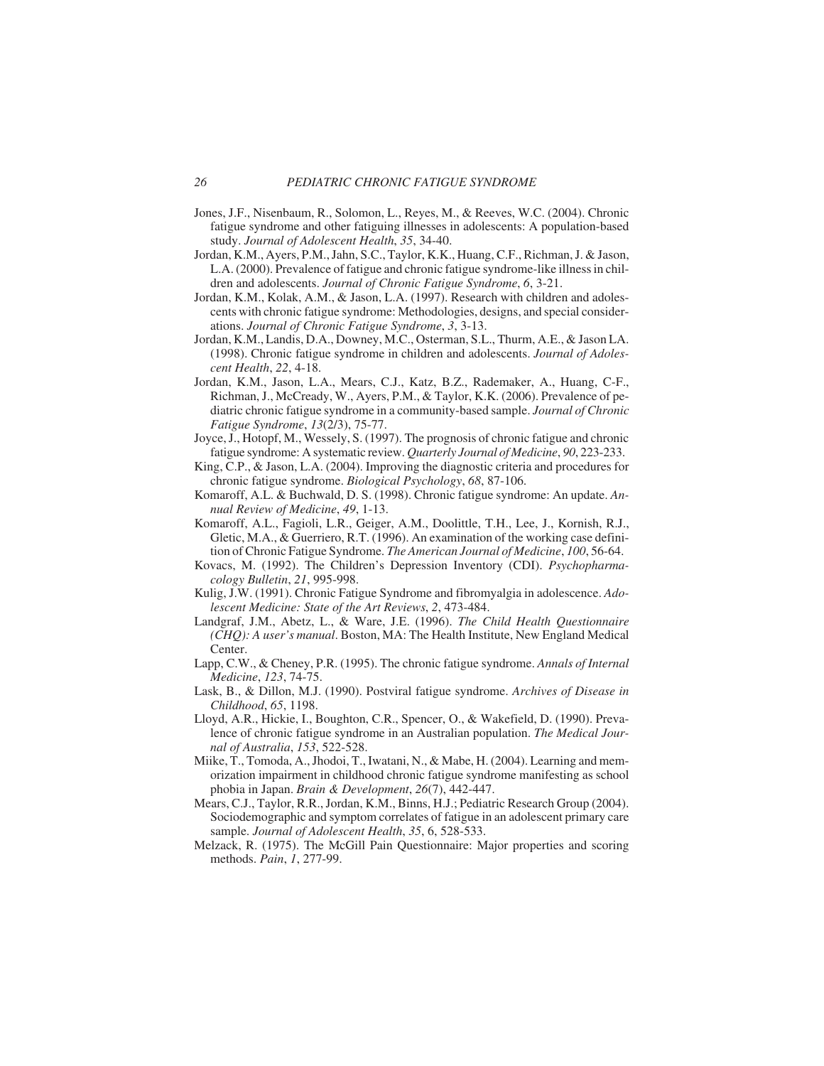Jones, J.F., Nisenbaum, R., Solomon, L., Reyes, M., & Reeves, W.C. (2004). Chronic fatigue syndrome and other fatiguing illnesses in adolescents: A population-based study. *Journal of Adolescent Health*, *35*, 34-40.

Jordan, K.M., Ayers, P.M., Jahn, S.C., Taylor, K.K., Huang, C.F., Richman, J. & Jason, L.A. (2000). Prevalence of fatigue and chronic fatigue syndrome-like illness in children and adolescents. *Journal of Chronic Fatigue Syndrome*, *6*, 3-21.

Jordan, K.M., Kolak, A.M., & Jason, L.A. (1997). Research with children and adolescents with chronic fatigue syndrome: Methodologies, designs, and special considerations. *Journal of Chronic Fatigue Syndrome*, *3*, 3-13.

Jordan, K.M., Landis, D.A., Downey, M.C., Osterman, S.L., Thurm, A.E., & Jason LA. (1998). Chronic fatigue syndrome in children and adolescents. *Journal of Adolescent Health*, *22*, 4-18.

Jordan, K.M., Jason, L.A., Mears, C.J., Katz, B.Z., Rademaker, A., Huang, C-F., Richman, J., McCready, W., Ayers, P.M., & Taylor, K.K. (2006). Prevalence of pediatric chronic fatigue syndrome in a community-based sample. *Journal of Chronic Fatigue Syndrome*, *13*(2/3), 75-77.

Joyce, J., Hotopf, M., Wessely, S. (1997). The prognosis of chronic fatigue and chronic fatigue syndrome: A systematic review. *Quarterly Journal of Medicine*, *90*, 223-233.

King, C.P., & Jason, L.A. (2004). Improving the diagnostic criteria and procedures for chronic fatigue syndrome. *Biological Psychology*, *68*, 87-106.

Komaroff, A.L. & Buchwald, D. S. (1998). Chronic fatigue syndrome: An update. *Annual Review of Medicine*, *49*, 1-13.

Komaroff, A.L., Fagioli, L.R., Geiger, A.M., Doolittle, T.H., Lee, J., Kornish, R.J., Gletic, M.A., & Guerriero, R.T. (1996). An examination of the working case definition of Chronic Fatigue Syndrome. *The American Journal of Medicine*, *100*, 56-64.

Kovacs, M. (1992). The Children's Depression Inventory (CDI). *Psychopharmacology Bulletin*, *21*, 995-998.

Kulig, J.W. (1991). Chronic Fatigue Syndrome and fibromyalgia in adolescence. *Adolescent Medicine: State of the Art Reviews*, *2*, 473-484.

Landgraf, J.M., Abetz, L., & Ware, J.E. (1996). *The Child Health Questionnaire (CHQ): A user's manual*. Boston, MA: The Health Institute, New England Medical Center.

Lapp, C.W., & Cheney, P.R. (1995). The chronic fatigue syndrome. *Annals of Internal Medicine*, *123*, 74-75.

Lask, B., & Dillon, M.J. (1990). Postviral fatigue syndrome. *Archives of Disease in Childhood*, *65*, 1198.

Lloyd, A.R., Hickie, I., Boughton, C.R., Spencer, O., & Wakefield, D. (1990). Prevalence of chronic fatigue syndrome in an Australian population. *The Medical Journal of Australia*, *153*, 522-528.

Miike, T., Tomoda, A., Jhodoi, T., Iwatani, N., & Mabe, H. (2004). Learning and memorization impairment in childhood chronic fatigue syndrome manifesting as school phobia in Japan. *Brain & Development*, *26*(7), 442-447.

Mears, C.J., Taylor, R.R., Jordan, K.M., Binns, H.J.; Pediatric Research Group (2004). Sociodemographic and symptom correlates of fatigue in an adolescent primary care sample. *Journal of Adolescent Health*, *35*, 6, 528-533.

Melzack, R. (1975). The McGill Pain Questionnaire: Major properties and scoring methods. *Pain*, *1*, 277-99.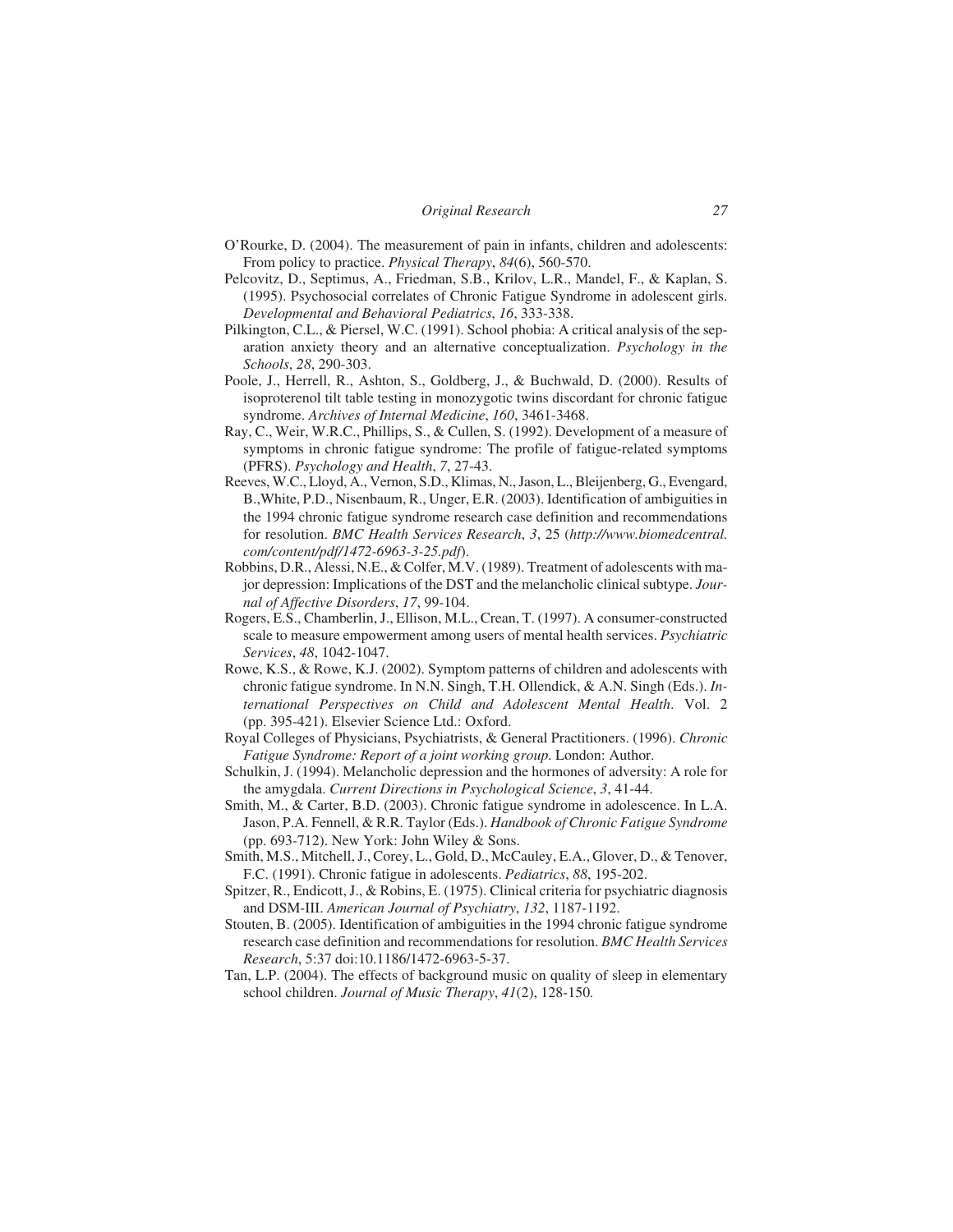O'Rourke, D. (2004). The measurement of pain in infants, children and adolescents: From policy to practice. *Physical Therapy*, *84*(6), 560-570.

Pelcovitz, D., Septimus, A., Friedman, S.B., Krilov, L.R., Mandel, F., & Kaplan, S. (1995). Psychosocial correlates of Chronic Fatigue Syndrome in adolescent girls. *Developmental and Behavioral Pediatrics*, *16*, 333-338.

Pilkington, C.L., & Piersel, W.C. (1991). School phobia: A critical analysis of the separation anxiety theory and an alternative conceptualization. *Psychology in the Schools*, *28*, 290-303.

Poole, J., Herrell, R., Ashton, S., Goldberg, J., & Buchwald, D. (2000). Results of isoproterenol tilt table testing in monozygotic twins discordant for chronic fatigue syndrome. *Archives of Internal Medicine*, *160*, 3461-3468.

Ray, C., Weir, W.R.C., Phillips, S., & Cullen, S. (1992). Development of a measure of symptoms in chronic fatigue syndrome: The profile of fatigue-related symptoms (PFRS). *Psychology and Health*, *7*, 27-43.

Reeves, W.C., Lloyd, A., Vernon, S.D., Klimas, N., Jason, L., Bleijenberg, G., Evengard, B.,White, P.D., Nisenbaum, R., Unger, E.R. (2003). Identification of ambiguities in the 1994 chronic fatigue syndrome research case definition and recommendations for resolution. *BMC Health Services Research*, *3*, 25 (*http://www.biomedcentral.com/content/pdf/1472-6963-3-25.pdf*).

Robbins, D.R., Alessi, N.E., & Colfer, M.V. (1989). Treatment of adolescents with major depression: Implications of the DST and the melancholic clinical subtype. *Journal of Affective Disorders*, *17*, 99-104.

Rogers, E.S., Chamberlin, J., Ellison, M.L., Crean, T. (1997). A consumer-constructed scale to measure empowerment among users of mental health services. *Psychiatric Services*, *48*, 1042-1047.

Rowe, K.S., & Rowe, K.J. (2002). Symptom patterns of children and adolescents with chronic fatigue syndrome. In N.N. Singh, T.H. Ollendick, & A.N. Singh (Eds.). *International Perspectives on Child and Adolescent Mental Health*. Vol. 2 (pp. 395-421). Elsevier Science Ltd.: Oxford.

Royal Colleges of Physicians, Psychiatrists, & General Practitioners. (1996). *Chronic Fatigue Syndrome: Report of a joint working group.* London: Author.

Schulkin, J. (1994). Melancholic depression and the hormones of adversity: A role for the amygdala. *Current Directions in Psychological Science*, *3*, 41-44.

Smith, M., & Carter, B.D. (2003). Chronic fatigue syndrome in adolescence. In L.A. Jason, P.A. Fennell, & R.R. Taylor (Eds.). *Handbook of Chronic Fatigue Syndrome* (pp. 693-712). New York: John Wiley & Sons.

Smith, M.S., Mitchell, J., Corey, L., Gold, D., McCauley, E.A., Glover, D., & Tenover, F.C. (1991). Chronic fatigue in adolescents. *Pediatrics*, *88*, 195-202.

Spitzer, R., Endicott, J., & Robins, E. (1975). Clinical criteria for psychiatric diagnosis and DSM-III. *American Journal of Psychiatry*, *132*, 1187-1192.

Stouten, B. (2005). Identification of ambiguities in the 1994 chronic fatigue syndrome research case definition and recommendations for resolution. *BMC Health Services Research*, 5:37 doi:10.1186/1472-6963-5-37.

Tan, L.P. (2004). The effects of background music on quality of sleep in elementary school children. *Journal of Music Therapy*, *41*(2), 128-150*.*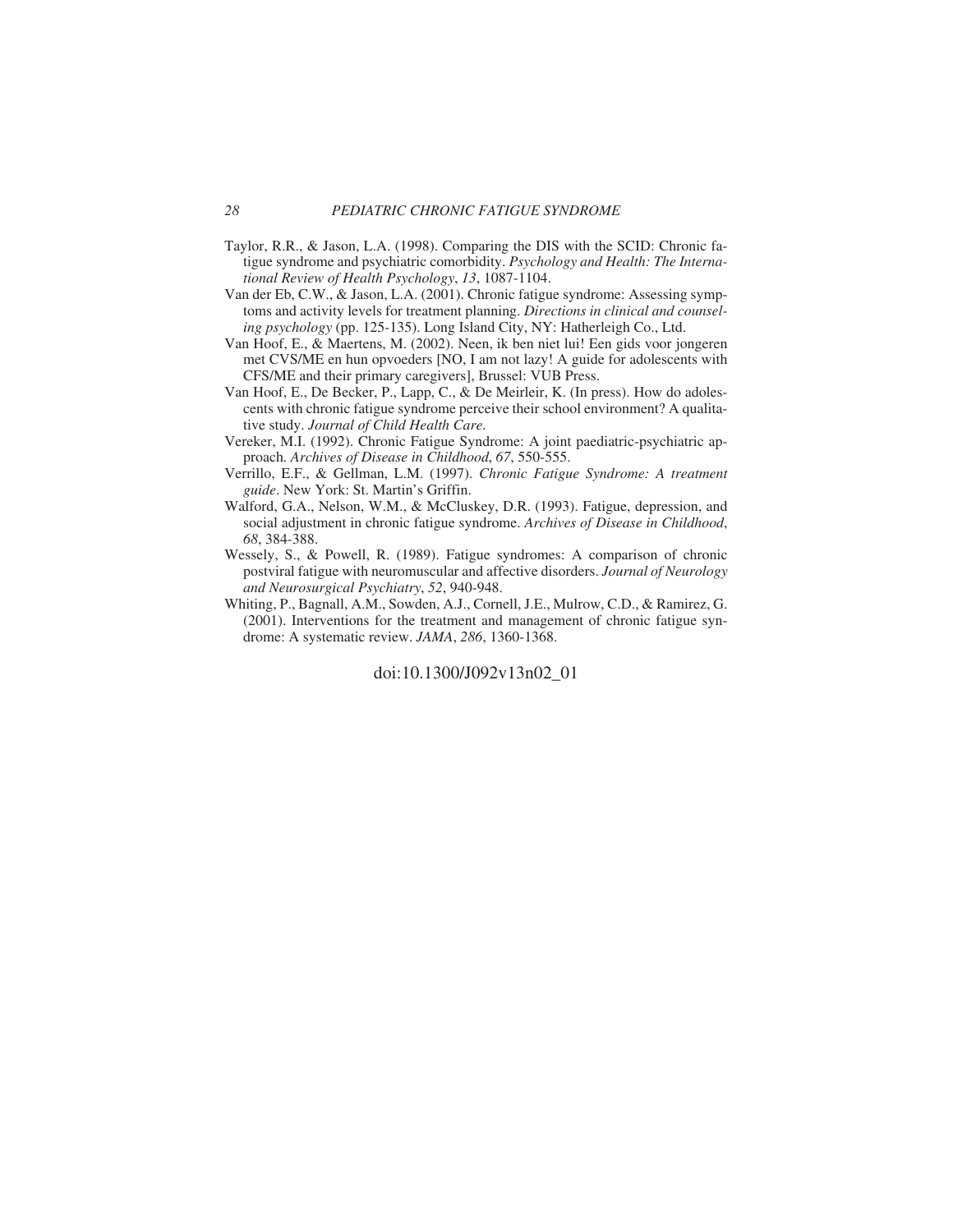Taylor, R.R., & Jason, L.A. (1998). Comparing the DIS with the SCID: Chronic fatigue syndrome and psychiatric comorbidity. *Psychology and Health: The International Review of Health Psychology*, *13*, 1087-1104.

Van der Eb, C.W., & Jason, L.A. (2001). Chronic fatigue syndrome: Assessing symptoms and activity levels for treatment planning. *Directions in clinical and counseling psychology* (pp. 125-135). Long Island City, NY: Hatherleigh Co., Ltd.

Van Hoof, E., & Maertens, M. (2002). Neen, ik ben niet lui! Een gids voor jongeren met CVS/ME en hun opvoeders [NO, I am not lazy! A guide for adolescents with CFS/ME and their primary caregivers], Brussel: VUB Press.

Van Hoof, E., De Becker, P., Lapp, C., & De Meirleir, K. (In press). How do adolescents with chronic fatigue syndrome perceive their school environment? A qualitative study. *Journal of Child Health Care.*

Vereker, M.I. (1992). Chronic Fatigue Syndrome: A joint paediatric-psychiatric approach. *Archives of Disease in Childhood*, *67*, 550-555.

Verrillo, E.F., & Gellman, L.M. (1997). *Chronic Fatigue Syndrome: A treatment guide*. New York: St. Martin's Griffin.

Walford, G.A., Nelson, W.M., & McCluskey, D.R. (1993). Fatigue, depression, and social adjustment in chronic fatigue syndrome. *Archives of Disease in Childhood*, *68*, 384-388.

Wessely, S., & Powell, R. (1989). Fatigue syndromes: A comparison of chronic postviral fatigue with neuromuscular and affective disorders. *Journal of Neurology and Neurosurgical Psychiatry*, *52*, 940-948.

Whiting, P., Bagnall, A.M., Sowden, A.J., Cornell, J.E., Mulrow, C.D., & Ramirez, G. (2001). Interventions for the treatment and management of chronic fatigue syndrome: A systematic review. *JAMA*, *286*, 1360-1368.

doi:10.1300/J092v13n02_01